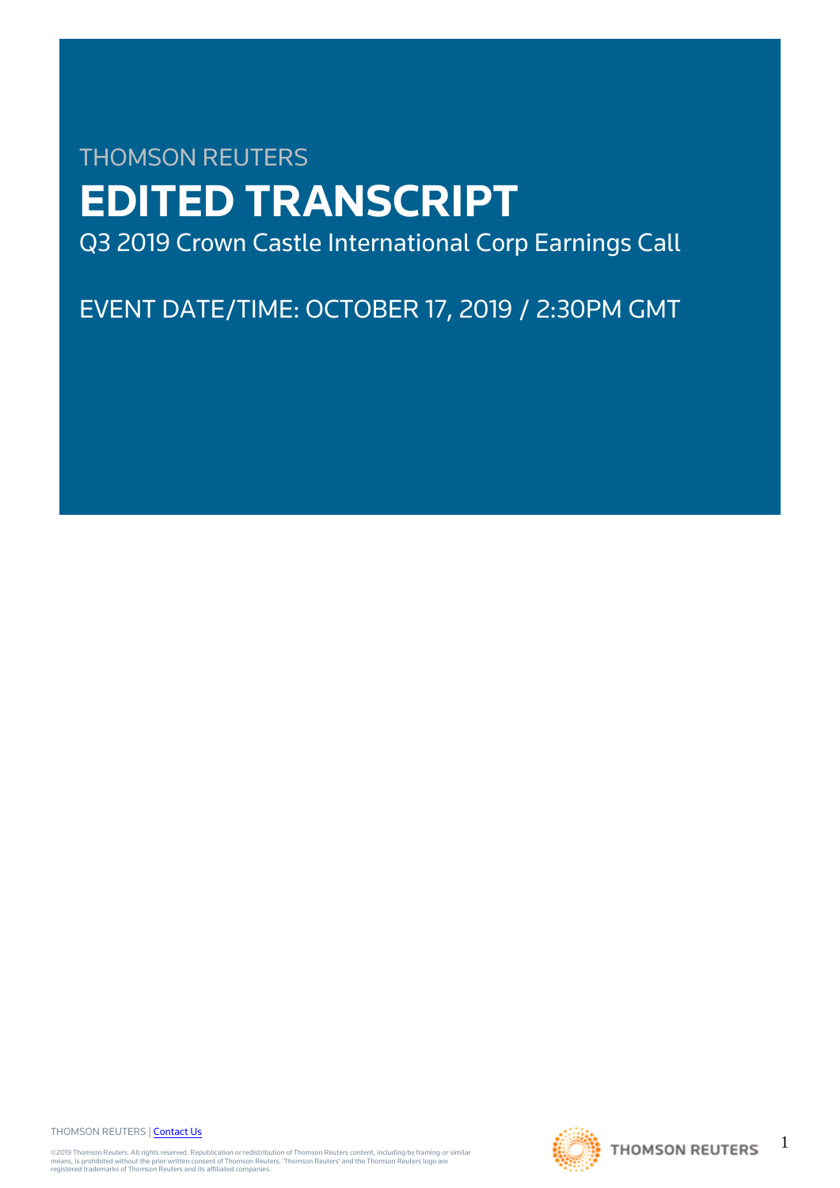THOMSON REUTERS

# EDITED TRANSCRIPT

Q3 2019 Crown Castle International Corp Earnings Call

EVENT DATE/TIME: OCTOBER 17, 2019 / 2:30PM GMT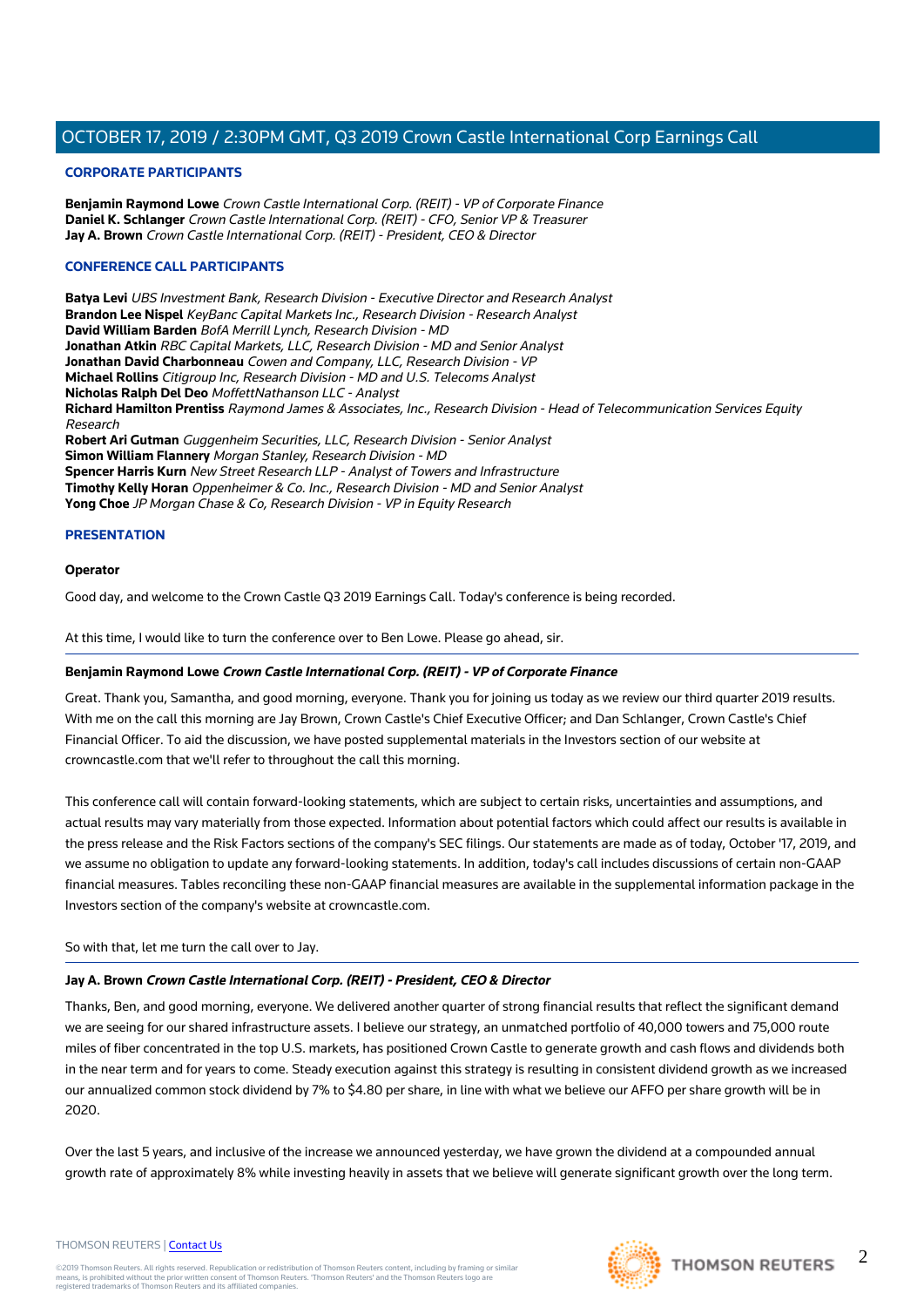# OCTOBER 17, 2019 / 2:30PM GMT, Q3 2019 Crown Castle International Corp Earnings Call

## CORPORATE PARTICIPANTS

**Benjamin Raymond Lowe** *Crown Castle International Corp. (REIT) - VP of Corporate Finance*
**Daniel K. Schlanger** *Crown Castle International Corp. (REIT) - CFO, Senior VP & Treasurer*
**Jay A. Brown** *Crown Castle International Corp. (REIT) - President, CEO & Director*

## CONFERENCE CALL PARTICIPANTS

**Batya Levi** *UBS Investment Bank, Research Division - Executive Director and Research Analyst*
**Brandon Lee Nispel** *KeyBanc Capital Markets Inc., Research Division - Research Analyst*
**David William Barden** *BofA Merrill Lynch, Research Division - MD*
**Jonathan Atkin** *RBC Capital Markets, LLC, Research Division - MD and Senior Analyst*
**Jonathan David Charbonneau** *Cowen and Company, LLC, Research Division - VP*
**Michael Rollins** *Citigroup Inc, Research Division - MD and U.S. Telecoms Analyst*
**Nicholas Ralph Del Deo** *MoffettNathanson LLC - Analyst*
**Richard Hamilton Prentiss** *Raymond James & Associates, Inc., Research Division - Head of Telecommunication Services Equity Research*
**Robert Ari Gutman** *Guggenheim Securities, LLC, Research Division - Senior Analyst*
**Simon William Flannery** *Morgan Stanley, Research Division - MD*
**Spencer Harris Kurn** *New Street Research LLP - Analyst of Towers and Infrastructure*
**Timothy Kelly Horan** *Oppenheimer & Co. Inc., Research Division - MD and Senior Analyst*
**Yong Choe** *JP Morgan Chase & Co, Research Division - VP in Equity Research*

## PRESENTATION

**Operator**

Good day, and welcome to the Crown Castle Q3 2019 Earnings Call. Today's conference is being recorded.

At this time, I would like to turn the conference over to Ben Lowe. Please go ahead, sir.

**Benjamin Raymond Lowe** ***Crown Castle International Corp. (REIT) - VP of Corporate Finance***

Great. Thank you, Samantha, and good morning, everyone. Thank you for joining us today as we review our third quarter 2019 results. With me on the call this morning are Jay Brown, Crown Castle's Chief Executive Officer; and Dan Schlanger, Crown Castle's Chief Financial Officer. To aid the discussion, we have posted supplemental materials in the Investors section of our website at crowncastle.com that we'll refer to throughout the call this morning.

This conference call will contain forward-looking statements, which are subject to certain risks, uncertainties and assumptions, and actual results may vary materially from those expected. Information about potential factors which could affect our results is available in the press release and the Risk Factors sections of the company's SEC filings. Our statements are made as of today, October '17, 2019, and we assume no obligation to update any forward-looking statements. In addition, today's call includes discussions of certain non-GAAP financial measures. Tables reconciling these non-GAAP financial measures are available in the supplemental information package in the Investors section of the company's website at crowncastle.com.

So with that, let me turn the call over to Jay.

**Jay A. Brown** ***Crown Castle International Corp. (REIT) - President, CEO & Director***

Thanks, Ben, and good morning, everyone. We delivered another quarter of strong financial results that reflect the significant demand we are seeing for our shared infrastructure assets. I believe our strategy, an unmatched portfolio of 40,000 towers and 75,000 route miles of fiber concentrated in the top U.S. markets, has positioned Crown Castle to generate growth and cash flows and dividends both in the near term and for years to come. Steady execution against this strategy is resulting in consistent dividend growth as we increased our annualized common stock dividend by 7% to $4.80 per share, in line with what we believe our AFFO per share growth will be in 2020.

Over the last 5 years, and inclusive of the increase we announced yesterday, we have grown the dividend at a compounded annual growth rate of approximately 8% while investing heavily in assets that we believe will generate significant growth over the long term.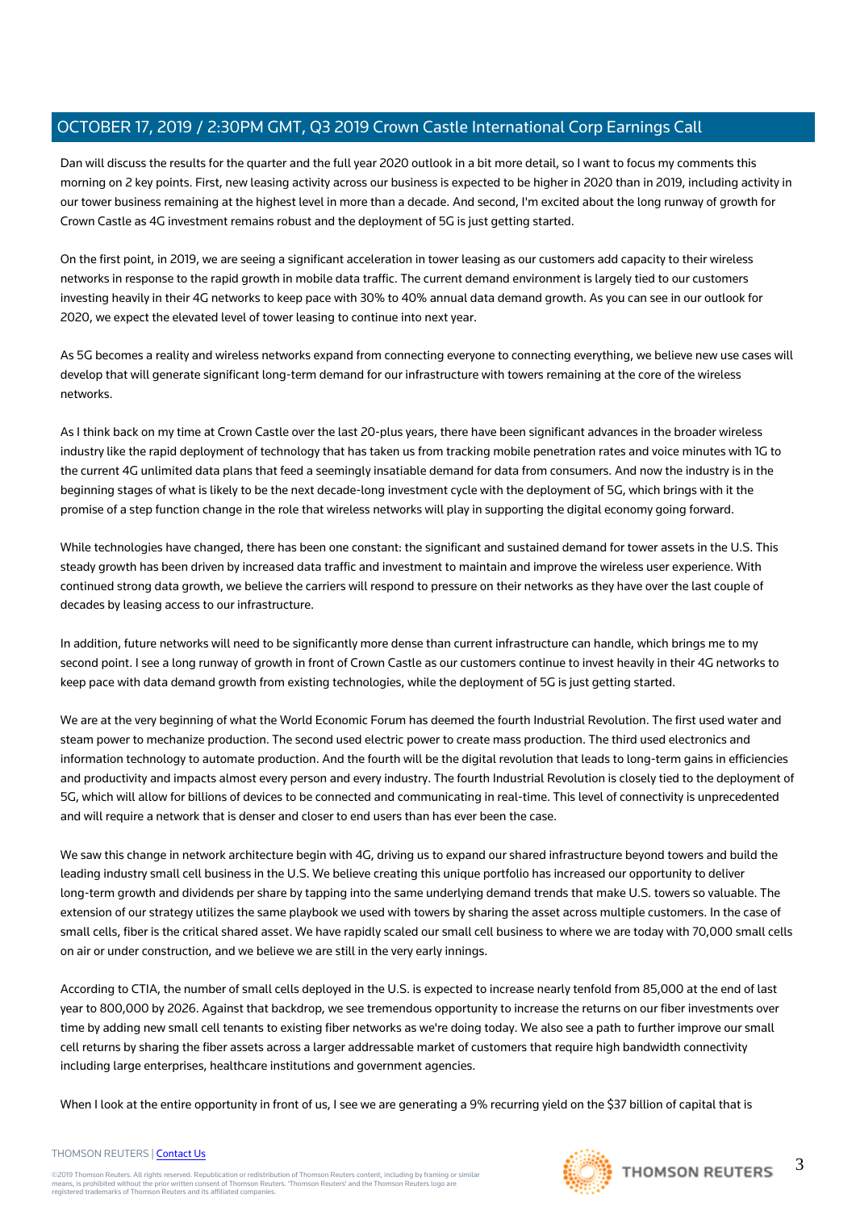Dan will discuss the results for the quarter and the full year 2020 outlook in a bit more detail, so I want to focus my comments this morning on 2 key points. First, new leasing activity across our business is expected to be higher in 2020 than in 2019, including activity in our tower business remaining at the highest level in more than a decade. And second, I'm excited about the long runway of growth for Crown Castle as 4G investment remains robust and the deployment of 5G is just getting started.

On the first point, in 2019, we are seeing a significant acceleration in tower leasing as our customers add capacity to their wireless networks in response to the rapid growth in mobile data traffic. The current demand environment is largely tied to our customers investing heavily in their 4G networks to keep pace with 30% to 40% annual data demand growth. As you can see in our outlook for 2020, we expect the elevated level of tower leasing to continue into next year.

As 5G becomes a reality and wireless networks expand from connecting everyone to connecting everything, we believe new use cases will develop that will generate significant long-term demand for our infrastructure with towers remaining at the core of the wireless networks.

As I think back on my time at Crown Castle over the last 20-plus years, there have been significant advances in the broader wireless industry like the rapid deployment of technology that has taken us from tracking mobile penetration rates and voice minutes with 1G to the current 4G unlimited data plans that feed a seemingly insatiable demand for data from consumers. And now the industry is in the beginning stages of what is likely to be the next decade-long investment cycle with the deployment of 5G, which brings with it the promise of a step function change in the role that wireless networks will play in supporting the digital economy going forward.

While technologies have changed, there has been one constant: the significant and sustained demand for tower assets in the U.S. This steady growth has been driven by increased data traffic and investment to maintain and improve the wireless user experience. With continued strong data growth, we believe the carriers will respond to pressure on their networks as they have over the last couple of decades by leasing access to our infrastructure.

In addition, future networks will need to be significantly more dense than current infrastructure can handle, which brings me to my second point. I see a long runway of growth in front of Crown Castle as our customers continue to invest heavily in their 4G networks to keep pace with data demand growth from existing technologies, while the deployment of 5G is just getting started.

We are at the very beginning of what the World Economic Forum has deemed the fourth Industrial Revolution. The first used water and steam power to mechanize production. The second used electric power to create mass production. The third used electronics and information technology to automate production. And the fourth will be the digital revolution that leads to long-term gains in efficiencies and productivity and impacts almost every person and every industry. The fourth Industrial Revolution is closely tied to the deployment of 5G, which will allow for billions of devices to be connected and communicating in real-time. This level of connectivity is unprecedented and will require a network that is denser and closer to end users than has ever been the case.

We saw this change in network architecture begin with 4G, driving us to expand our shared infrastructure beyond towers and build the leading industry small cell business in the U.S. We believe creating this unique portfolio has increased our opportunity to deliver long-term growth and dividends per share by tapping into the same underlying demand trends that make U.S. towers so valuable. The extension of our strategy utilizes the same playbook we used with towers by sharing the asset across multiple customers. In the case of small cells, fiber is the critical shared asset. We have rapidly scaled our small cell business to where we are today with 70,000 small cells on air or under construction, and we believe we are still in the very early innings.

According to CTIA, the number of small cells deployed in the U.S. is expected to increase nearly tenfold from 85,000 at the end of last year to 800,000 by 2026. Against that backdrop, we see tremendous opportunity to increase the returns on our fiber investments over time by adding new small cell tenants to existing fiber networks as we're doing today. We also see a path to further improve our small cell returns by sharing the fiber assets across a larger addressable market of customers that require high bandwidth connectivity including large enterprises, healthcare institutions and government agencies.

When I look at the entire opportunity in front of us, I see we are generating a 9% recurring yield on the $37 billion of capital that is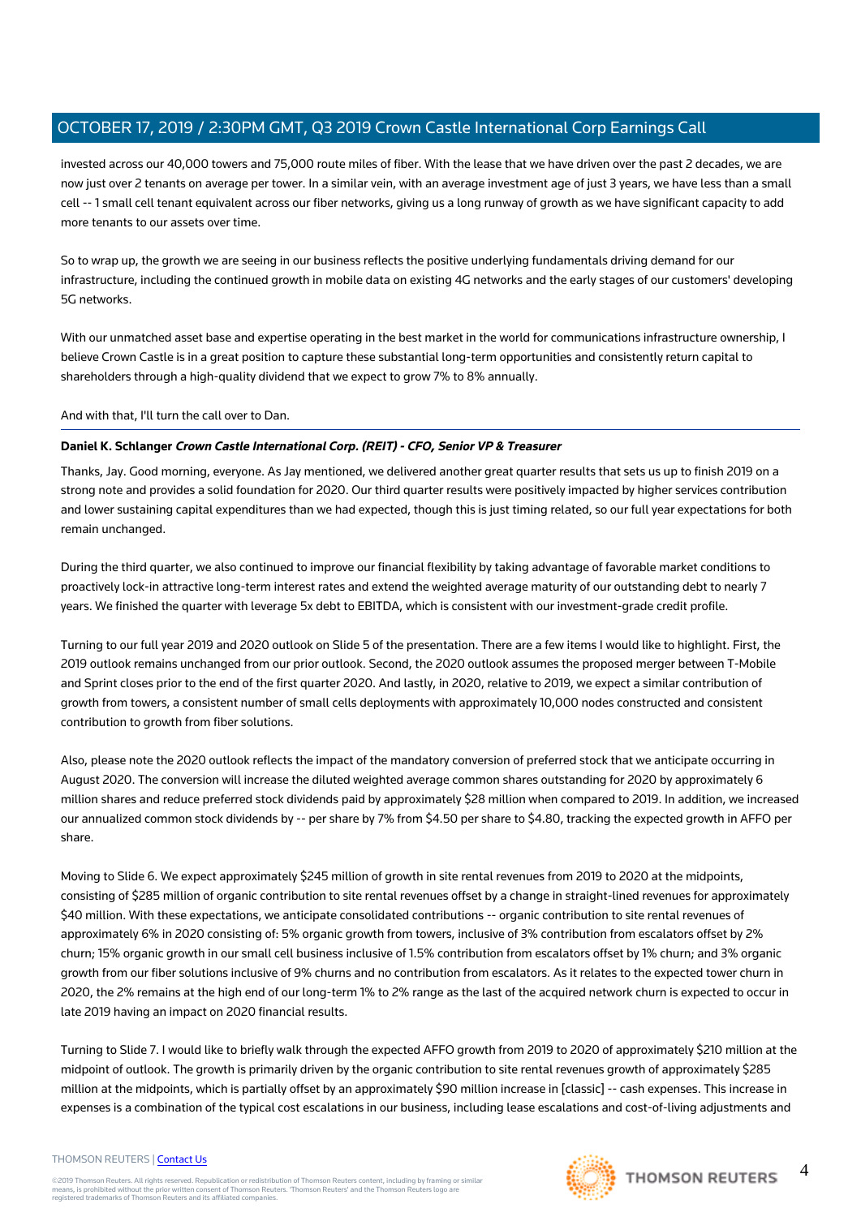invested across our 40,000 towers and 75,000 route miles of fiber. With the lease that we have driven over the past 2 decades, we are now just over 2 tenants on average per tower. In a similar vein, with an average investment age of just 3 years, we have less than a small cell -- 1 small cell tenant equivalent across our fiber networks, giving us a long runway of growth as we have significant capacity to add more tenants to our assets over time.

So to wrap up, the growth we are seeing in our business reflects the positive underlying fundamentals driving demand for our infrastructure, including the continued growth in mobile data on existing 4G networks and the early stages of our customers' developing 5G networks.

With our unmatched asset base and expertise operating in the best market in the world for communications infrastructure ownership, I believe Crown Castle is in a great position to capture these substantial long-term opportunities and consistently return capital to shareholders through a high-quality dividend that we expect to grow 7% to 8% annually.

And with that, I'll turn the call over to Dan.

---

**Daniel K. Schlanger** ***Crown Castle International Corp. (REIT) - CFO, Senior VP & Treasurer***

Thanks, Jay. Good morning, everyone. As Jay mentioned, we delivered another great quarter results that sets us up to finish 2019 on a strong note and provides a solid foundation for 2020. Our third quarter results were positively impacted by higher services contribution and lower sustaining capital expenditures than we had expected, though this is just timing related, so our full year expectations for both remain unchanged.

During the third quarter, we also continued to improve our financial flexibility by taking advantage of favorable market conditions to proactively lock-in attractive long-term interest rates and extend the weighted average maturity of our outstanding debt to nearly 7 years. We finished the quarter with leverage 5x debt to EBITDA, which is consistent with our investment-grade credit profile.

Turning to our full year 2019 and 2020 outlook on Slide 5 of the presentation. There are a few items I would like to highlight. First, the 2019 outlook remains unchanged from our prior outlook. Second, the 2020 outlook assumes the proposed merger between T-Mobile and Sprint closes prior to the end of the first quarter 2020. And lastly, in 2020, relative to 2019, we expect a similar contribution of growth from towers, a consistent number of small cells deployments with approximately 10,000 nodes constructed and consistent contribution to growth from fiber solutions.

Also, please note the 2020 outlook reflects the impact of the mandatory conversion of preferred stock that we anticipate occurring in August 2020. The conversion will increase the diluted weighted average common shares outstanding for 2020 by approximately 6 million shares and reduce preferred stock dividends paid by approximately $28 million when compared to 2019. In addition, we increased our annualized common stock dividends by -- per share by 7% from $4.50 per share to $4.80, tracking the expected growth in AFFO per share.

Moving to Slide 6. We expect approximately $245 million of growth in site rental revenues from 2019 to 2020 at the midpoints, consisting of $285 million of organic contribution to site rental revenues offset by a change in straight-lined revenues for approximately $40 million. With these expectations, we anticipate consolidated contributions -- organic contribution to site rental revenues of approximately 6% in 2020 consisting of: 5% organic growth from towers, inclusive of 3% contribution from escalators offset by 2% churn; 15% organic growth in our small cell business inclusive of 1.5% contribution from escalators offset by 1% churn; and 3% organic growth from our fiber solutions inclusive of 9% churns and no contribution from escalators. As it relates to the expected tower churn in 2020, the 2% remains at the high end of our long-term 1% to 2% range as the last of the acquired network churn is expected to occur in late 2019 having an impact on 2020 financial results.

Turning to Slide 7. I would like to briefly walk through the expected AFFO growth from 2019 to 2020 of approximately $210 million at the midpoint of outlook. The growth is primarily driven by the organic contribution to site rental revenues growth of approximately $285 million at the midpoints, which is partially offset by an approximately $90 million increase in [classic] -- cash expenses. This increase in expenses is a combination of the typical cost escalations in our business, including lease escalations and cost-of-living adjustments and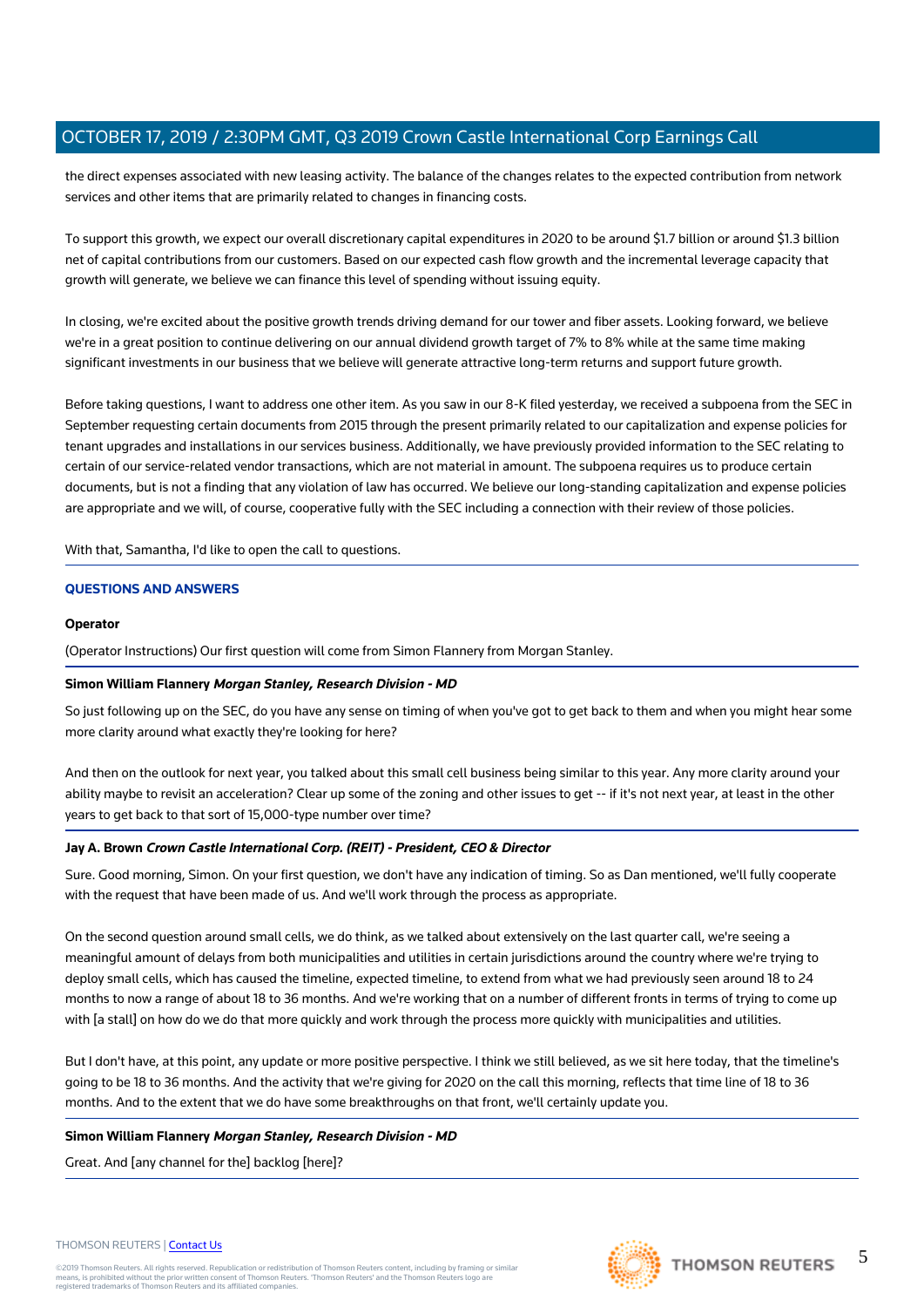the direct expenses associated with new leasing activity. The balance of the changes relates to the expected contribution from network services and other items that are primarily related to changes in financing costs.

To support this growth, we expect our overall discretionary capital expenditures in 2020 to be around $1.7 billion or around $1.3 billion net of capital contributions from our customers. Based on our expected cash flow growth and the incremental leverage capacity that growth will generate, we believe we can finance this level of spending without issuing equity.

In closing, we're excited about the positive growth trends driving demand for our tower and fiber assets. Looking forward, we believe we're in a great position to continue delivering on our annual dividend growth target of 7% to 8% while at the same time making significant investments in our business that we believe will generate attractive long-term returns and support future growth.

Before taking questions, I want to address one other item. As you saw in our 8-K filed yesterday, we received a subpoena from the SEC in September requesting certain documents from 2015 through the present primarily related to our capitalization and expense policies for tenant upgrades and installations in our services business. Additionally, we have previously provided information to the SEC relating to certain of our service-related vendor transactions, which are not material in amount. The subpoena requires us to produce certain documents, but is not a finding that any violation of law has occurred. We believe our long-standing capitalization and expense policies are appropriate and we will, of course, cooperative fully with the SEC including a connection with their review of those policies.

With that, Samantha, I'd like to open the call to questions.

## QUESTIONS AND ANSWERS

**Operator**

(Operator Instructions) Our first question will come from Simon Flannery from Morgan Stanley.

**Simon William Flannery** ***Morgan Stanley, Research Division - MD***

So just following up on the SEC, do you have any sense on timing of when you've got to get back to them and when you might hear some more clarity around what exactly they're looking for here?

And then on the outlook for next year, you talked about this small cell business being similar to this year. Any more clarity around your ability maybe to revisit an acceleration? Clear up some of the zoning and other issues to get -- if it's not next year, at least in the other years to get back to that sort of 15,000-type number over time?

**Jay A. Brown** ***Crown Castle International Corp. (REIT) - President, CEO & Director***

Sure. Good morning, Simon. On your first question, we don't have any indication of timing. So as Dan mentioned, we'll fully cooperate with the request that have been made of us. And we'll work through the process as appropriate.

On the second question around small cells, we do think, as we talked about extensively on the last quarter call, we're seeing a meaningful amount of delays from both municipalities and utilities in certain jurisdictions around the country where we're trying to deploy small cells, which has caused the timeline, expected timeline, to extend from what we had previously seen around 18 to 24 months to now a range of about 18 to 36 months. And we're working that on a number of different fronts in terms of trying to come up with [a stall] on how do we do that more quickly and work through the process more quickly with municipalities and utilities.

But I don't have, at this point, any update or more positive perspective. I think we still believed, as we sit here today, that the timeline's going to be 18 to 36 months. And the activity that we're giving for 2020 on the call this morning, reflects that time line of 18 to 36 months. And to the extent that we do have some breakthroughs on that front, we'll certainly update you.

**Simon William Flannery** ***Morgan Stanley, Research Division - MD***

Great. And [any channel for the] backlog [here]?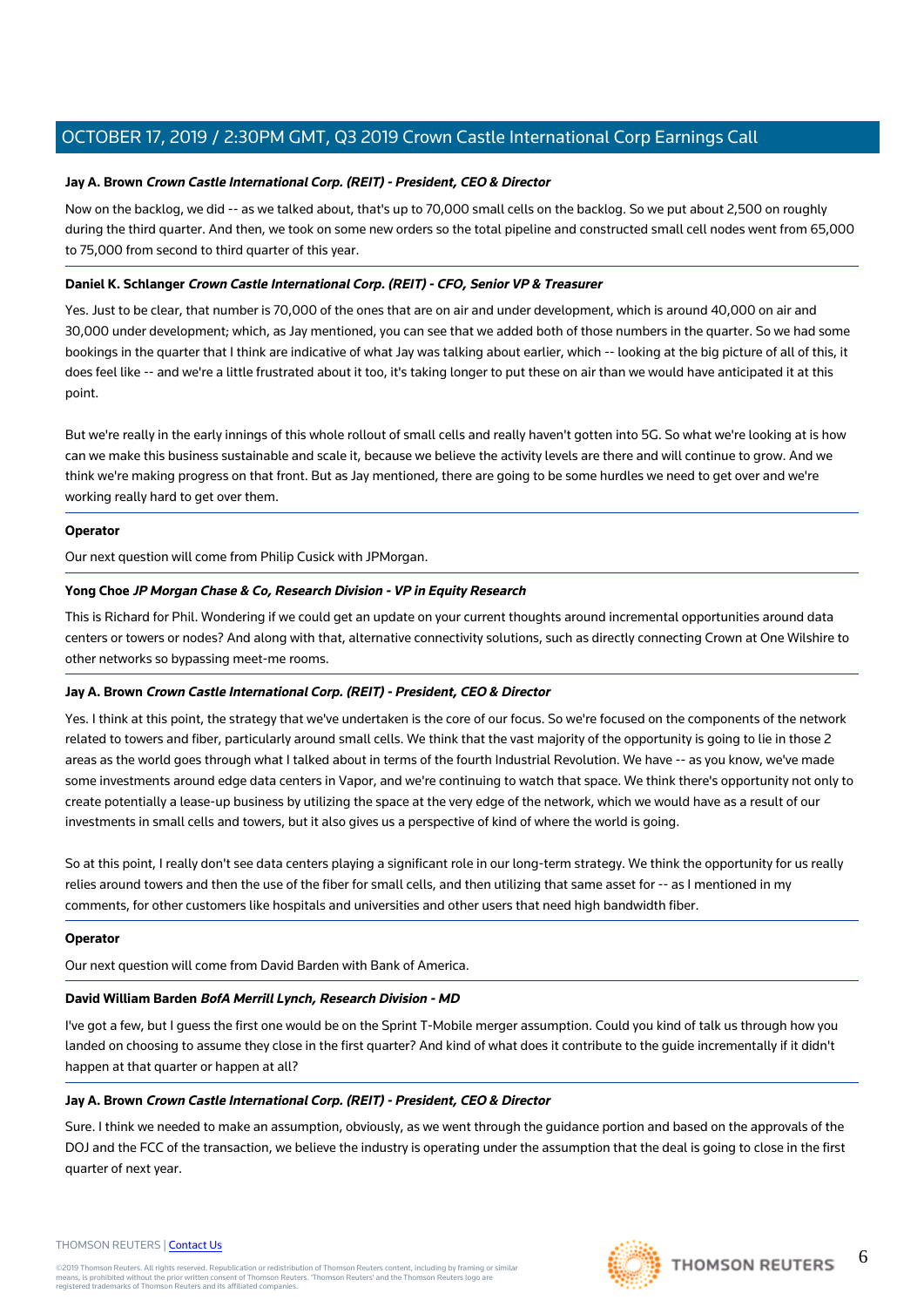**Jay A. Brown** ***Crown Castle International Corp. (REIT) - President, CEO & Director***

Now on the backlog, we did -- as we talked about, that's up to 70,000 small cells on the backlog. So we put about 2,500 on roughly during the third quarter. And then, we took on some new orders so the total pipeline and constructed small cell nodes went from 65,000 to 75,000 from second to third quarter of this year.

**Daniel K. Schlanger** ***Crown Castle International Corp. (REIT) - CFO, Senior VP & Treasurer***

Yes. Just to be clear, that number is 70,000 of the ones that are on air and under development, which is around 40,000 on air and 30,000 under development; which, as Jay mentioned, you can see that we added both of those numbers in the quarter. So we had some bookings in the quarter that I think are indicative of what Jay was talking about earlier, which -- looking at the big picture of all of this, it does feel like -- and we're a little frustrated about it too, it's taking longer to put these on air than we would have anticipated it at this point.

But we're really in the early innings of this whole rollout of small cells and really haven't gotten into 5G. So what we're looking at is how can we make this business sustainable and scale it, because we believe the activity levels are there and will continue to grow. And we think we're making progress on that front. But as Jay mentioned, there are going to be some hurdles we need to get over and we're working really hard to get over them.

**Operator**

Our next question will come from Philip Cusick with JPMorgan.

**Yong Choe** ***JP Morgan Chase & Co, Research Division - VP in Equity Research***

This is Richard for Phil. Wondering if we could get an update on your current thoughts around incremental opportunities around data centers or towers or nodes? And along with that, alternative connectivity solutions, such as directly connecting Crown at One Wilshire to other networks so bypassing meet-me rooms.

**Jay A. Brown** ***Crown Castle International Corp. (REIT) - President, CEO & Director***

Yes. I think at this point, the strategy that we've undertaken is the core of our focus. So we're focused on the components of the network related to towers and fiber, particularly around small cells. We think that the vast majority of the opportunity is going to lie in those 2 areas as the world goes through what I talked about in terms of the fourth Industrial Revolution. We have -- as you know, we've made some investments around edge data centers in Vapor, and we're continuing to watch that space. We think there's opportunity not only to create potentially a lease-up business by utilizing the space at the very edge of the network, which we would have as a result of our investments in small cells and towers, but it also gives us a perspective of kind of where the world is going.

So at this point, I really don't see data centers playing a significant role in our long-term strategy. We think the opportunity for us really relies around towers and then the use of the fiber for small cells, and then utilizing that same asset for -- as I mentioned in my comments, for other customers like hospitals and universities and other users that need high bandwidth fiber.

**Operator**

Our next question will come from David Barden with Bank of America.

**David William Barden** ***BofA Merrill Lynch, Research Division - MD***

I've got a few, but I guess the first one would be on the Sprint T-Mobile merger assumption. Could you kind of talk us through how you landed on choosing to assume they close in the first quarter? And kind of what does it contribute to the guide incrementally if it didn't happen at that quarter or happen at all?

**Jay A. Brown** ***Crown Castle International Corp. (REIT) - President, CEO & Director***

Sure. I think we needed to make an assumption, obviously, as we went through the guidance portion and based on the approvals of the DOJ and the FCC of the transaction, we believe the industry is operating under the assumption that the deal is going to close in the first quarter of next year.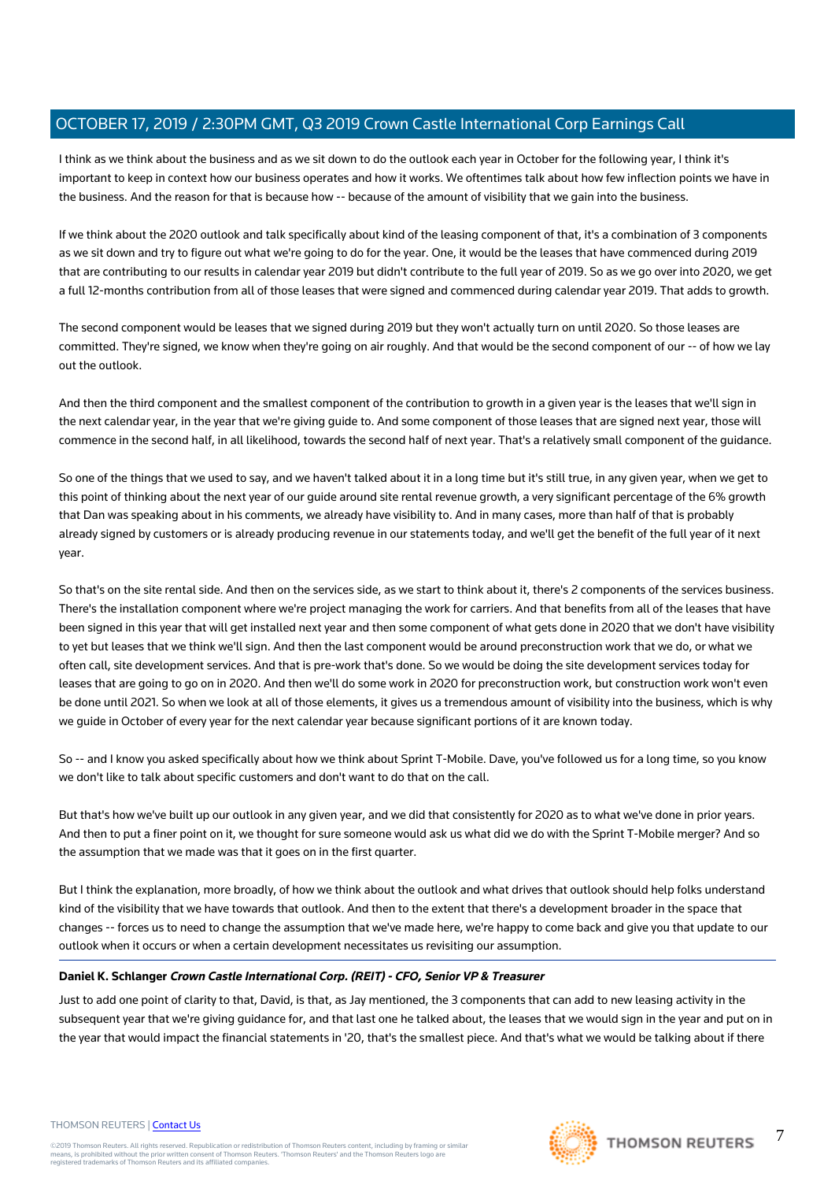I think as we think about the business and as we sit down to do the outlook each year in October for the following year, I think it's important to keep in context how our business operates and how it works. We oftentimes talk about how few inflection points we have in the business. And the reason for that is because how -- because of the amount of visibility that we gain into the business.

If we think about the 2020 outlook and talk specifically about kind of the leasing component of that, it's a combination of 3 components as we sit down and try to figure out what we're going to do for the year. One, it would be the leases that have commenced during 2019 that are contributing to our results in calendar year 2019 but didn't contribute to the full year of 2019. So as we go over into 2020, we get a full 12-months contribution from all of those leases that were signed and commenced during calendar year 2019. That adds to growth.

The second component would be leases that we signed during 2019 but they won't actually turn on until 2020. So those leases are committed. They're signed, we know when they're going on air roughly. And that would be the second component of our -- of how we lay out the outlook.

And then the third component and the smallest component of the contribution to growth in a given year is the leases that we'll sign in the next calendar year, in the year that we're giving guide to. And some component of those leases that are signed next year, those will commence in the second half, in all likelihood, towards the second half of next year. That's a relatively small component of the guidance.

So one of the things that we used to say, and we haven't talked about it in a long time but it's still true, in any given year, when we get to this point of thinking about the next year of our guide around site rental revenue growth, a very significant percentage of the 6% growth that Dan was speaking about in his comments, we already have visibility to. And in many cases, more than half of that is probably already signed by customers or is already producing revenue in our statements today, and we'll get the benefit of the full year of it next year.

So that's on the site rental side. And then on the services side, as we start to think about it, there's 2 components of the services business. There's the installation component where we're project managing the work for carriers. And that benefits from all of the leases that have been signed in this year that will get installed next year and then some component of what gets done in 2020 that we don't have visibility to yet but leases that we think we'll sign. And then the last component would be around preconstruction work that we do, or what we often call, site development services. And that is pre-work that's done. So we would be doing the site development services today for leases that are going to go on in 2020. And then we'll do some work in 2020 for preconstruction work, but construction work won't even be done until 2021. So when we look at all of those elements, it gives us a tremendous amount of visibility into the business, which is why we guide in October of every year for the next calendar year because significant portions of it are known today.

So -- and I know you asked specifically about how we think about Sprint T-Mobile. Dave, you've followed us for a long time, so you know we don't like to talk about specific customers and don't want to do that on the call.

But that's how we've built up our outlook in any given year, and we did that consistently for 2020 as to what we've done in prior years. And then to put a finer point on it, we thought for sure someone would ask us what did we do with the Sprint T-Mobile merger? And so the assumption that we made was that it goes on in the first quarter.

But I think the explanation, more broadly, of how we think about the outlook and what drives that outlook should help folks understand kind of the visibility that we have towards that outlook. And then to the extent that there's a development broader in the space that changes -- forces us to need to change the assumption that we've made here, we're happy to come back and give you that update to our outlook when it occurs or when a certain development necessitates us revisiting our assumption.

---

**Daniel K. Schlanger** ***Crown Castle International Corp. (REIT) - CFO, Senior VP & Treasurer***

Just to add one point of clarity to that, David, is that, as Jay mentioned, the 3 components that can add to new leasing activity in the subsequent year that we're giving guidance for, and that last one he talked about, the leases that we would sign in the year and put on in the year that would impact the financial statements in '20, that's the smallest piece. And that's what we would be talking about if there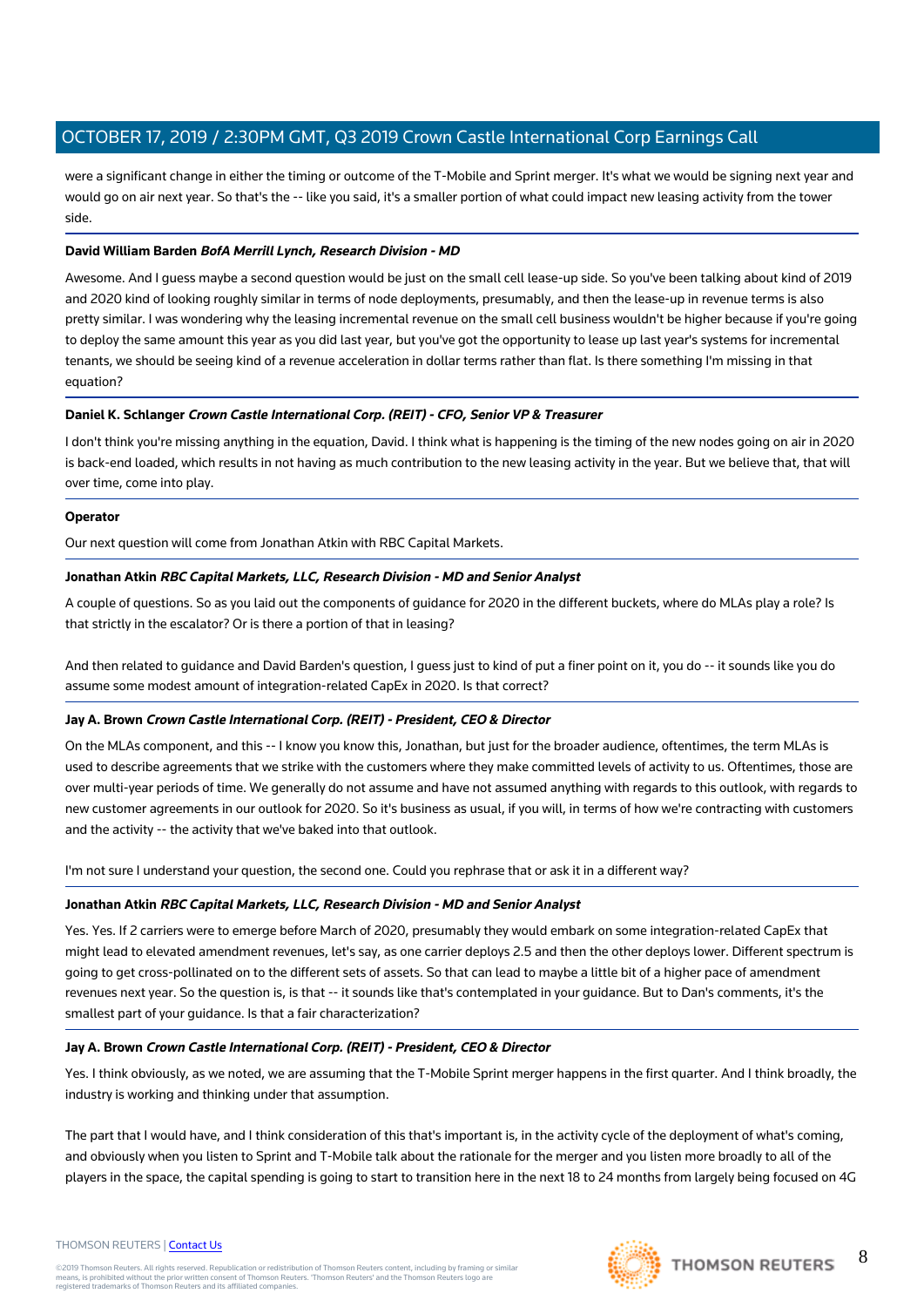were a significant change in either the timing or outcome of the T-Mobile and Sprint merger. It's what we would be signing next year and would go on air next year. So that's the -- like you said, it's a smaller portion of what could impact new leasing activity from the tower side.

**David William Barden** ***BofA Merrill Lynch, Research Division - MD***

Awesome. And I guess maybe a second question would be just on the small cell lease-up side. So you've been talking about kind of 2019 and 2020 kind of looking roughly similar in terms of node deployments, presumably, and then the lease-up in revenue terms is also pretty similar. I was wondering why the leasing incremental revenue on the small cell business wouldn't be higher because if you're going to deploy the same amount this year as you did last year, but you've got the opportunity to lease up last year's systems for incremental tenants, we should be seeing kind of a revenue acceleration in dollar terms rather than flat. Is there something I'm missing in that equation?

**Daniel K. Schlanger** ***Crown Castle International Corp. (REIT) - CFO, Senior VP & Treasurer***

I don't think you're missing anything in the equation, David. I think what is happening is the timing of the new nodes going on air in 2020 is back-end loaded, which results in not having as much contribution to the new leasing activity in the year. But we believe that, that will over time, come into play.

**Operator**

Our next question will come from Jonathan Atkin with RBC Capital Markets.

**Jonathan Atkin** ***RBC Capital Markets, LLC, Research Division - MD and Senior Analyst***

A couple of questions. So as you laid out the components of guidance for 2020 in the different buckets, where do MLAs play a role? Is that strictly in the escalator? Or is there a portion of that in leasing?

And then related to guidance and David Barden's question, I guess just to kind of put a finer point on it, you do -- it sounds like you do assume some modest amount of integration-related CapEx in 2020. Is that correct?

**Jay A. Brown** ***Crown Castle International Corp. (REIT) - President, CEO & Director***

On the MLAs component, and this -- I know you know this, Jonathan, but just for the broader audience, oftentimes, the term MLAs is used to describe agreements that we strike with the customers where they make committed levels of activity to us. Oftentimes, those are over multi-year periods of time. We generally do not assume and have not assumed anything with regards to this outlook, with regards to new customer agreements in our outlook for 2020. So it's business as usual, if you will, in terms of how we're contracting with customers and the activity -- the activity that we've baked into that outlook.

I'm not sure I understand your question, the second one. Could you rephrase that or ask it in a different way?

**Jonathan Atkin** ***RBC Capital Markets, LLC, Research Division - MD and Senior Analyst***

Yes. Yes. If 2 carriers were to emerge before March of 2020, presumably they would embark on some integration-related CapEx that might lead to elevated amendment revenues, let's say, as one carrier deploys 2.5 and then the other deploys lower. Different spectrum is going to get cross-pollinated on to the different sets of assets. So that can lead to maybe a little bit of a higher pace of amendment revenues next year. So the question is, is that -- it sounds like that's contemplated in your guidance. But to Dan's comments, it's the smallest part of your guidance. Is that a fair characterization?

**Jay A. Brown** ***Crown Castle International Corp. (REIT) - President, CEO & Director***

Yes. I think obviously, as we noted, we are assuming that the T-Mobile Sprint merger happens in the first quarter. And I think broadly, the industry is working and thinking under that assumption.

The part that I would have, and I think consideration of this that's important is, in the activity cycle of the deployment of what's coming, and obviously when you listen to Sprint and T-Mobile talk about the rationale for the merger and you listen more broadly to all of the players in the space, the capital spending is going to start to transition here in the next 18 to 24 months from largely being focused on 4G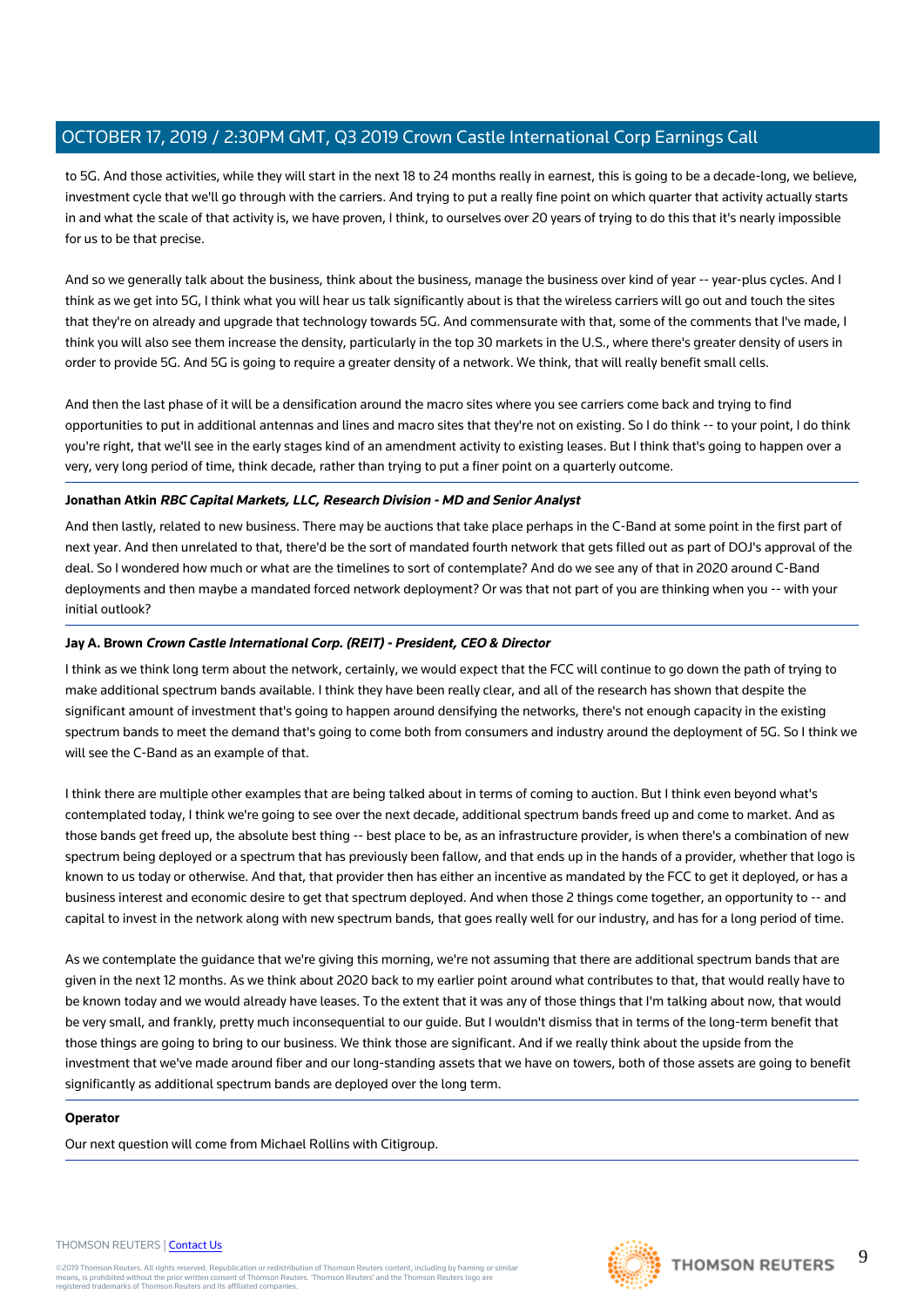to 5G. And those activities, while they will start in the next 18 to 24 months really in earnest, this is going to be a decade-long, we believe, investment cycle that we'll go through with the carriers. And trying to put a really fine point on which quarter that activity actually starts in and what the scale of that activity is, we have proven, I think, to ourselves over 20 years of trying to do this that it's nearly impossible for us to be that precise.

And so we generally talk about the business, think about the business, manage the business over kind of year -- year-plus cycles. And I think as we get into 5G, I think what you will hear us talk significantly about is that the wireless carriers will go out and touch the sites that they're on already and upgrade that technology towards 5G. And commensurate with that, some of the comments that I've made, I think you will also see them increase the density, particularly in the top 30 markets in the U.S., where there's greater density of users in order to provide 5G. And 5G is going to require a greater density of a network. We think, that will really benefit small cells.

And then the last phase of it will be a densification around the macro sites where you see carriers come back and trying to find opportunities to put in additional antennas and lines and macro sites that they're not on existing. So I do think -- to your point, I do think you're right, that we'll see in the early stages kind of an amendment activity to existing leases. But I think that's going to happen over a very, very long period of time, think decade, rather than trying to put a finer point on a quarterly outcome.

**Jonathan Atkin** ***RBC Capital Markets, LLC, Research Division - MD and Senior Analyst***

And then lastly, related to new business. There may be auctions that take place perhaps in the C-Band at some point in the first part of next year. And then unrelated to that, there'd be the sort of mandated fourth network that gets filled out as part of DOJ's approval of the deal. So I wondered how much or what are the timelines to sort of contemplate? And do we see any of that in 2020 around C-Band deployments and then maybe a mandated forced network deployment? Or was that not part of you are thinking when you -- with your initial outlook?

**Jay A. Brown** ***Crown Castle International Corp. (REIT) - President, CEO & Director***

I think as we think long term about the network, certainly, we would expect that the FCC will continue to go down the path of trying to make additional spectrum bands available. I think they have been really clear, and all of the research has shown that despite the significant amount of investment that's going to happen around densifying the networks, there's not enough capacity in the existing spectrum bands to meet the demand that's going to come both from consumers and industry around the deployment of 5G. So I think we will see the C-Band as an example of that.

I think there are multiple other examples that are being talked about in terms of coming to auction. But I think even beyond what's contemplated today, I think we're going to see over the next decade, additional spectrum bands freed up and come to market. And as those bands get freed up, the absolute best thing -- best place to be, as an infrastructure provider, is when there's a combination of new spectrum being deployed or a spectrum that has previously been fallow, and that ends up in the hands of a provider, whether that logo is known to us today or otherwise. And that, that provider then has either an incentive as mandated by the FCC to get it deployed, or has a business interest and economic desire to get that spectrum deployed. And when those 2 things come together, an opportunity to -- and capital to invest in the network along with new spectrum bands, that goes really well for our industry, and has for a long period of time.

As we contemplate the guidance that we're giving this morning, we're not assuming that there are additional spectrum bands that are given in the next 12 months. As we think about 2020 back to my earlier point around what contributes to that, that would really have to be known today and we would already have leases. To the extent that it was any of those things that I'm talking about now, that would be very small, and frankly, pretty much inconsequential to our guide. But I wouldn't dismiss that in terms of the long-term benefit that those things are going to bring to our business. We think those are significant. And if we really think about the upside from the investment that we've made around fiber and our long-standing assets that we have on towers, both of those assets are going to benefit significantly as additional spectrum bands are deployed over the long term.

**Operator**

Our next question will come from Michael Rollins with Citigroup.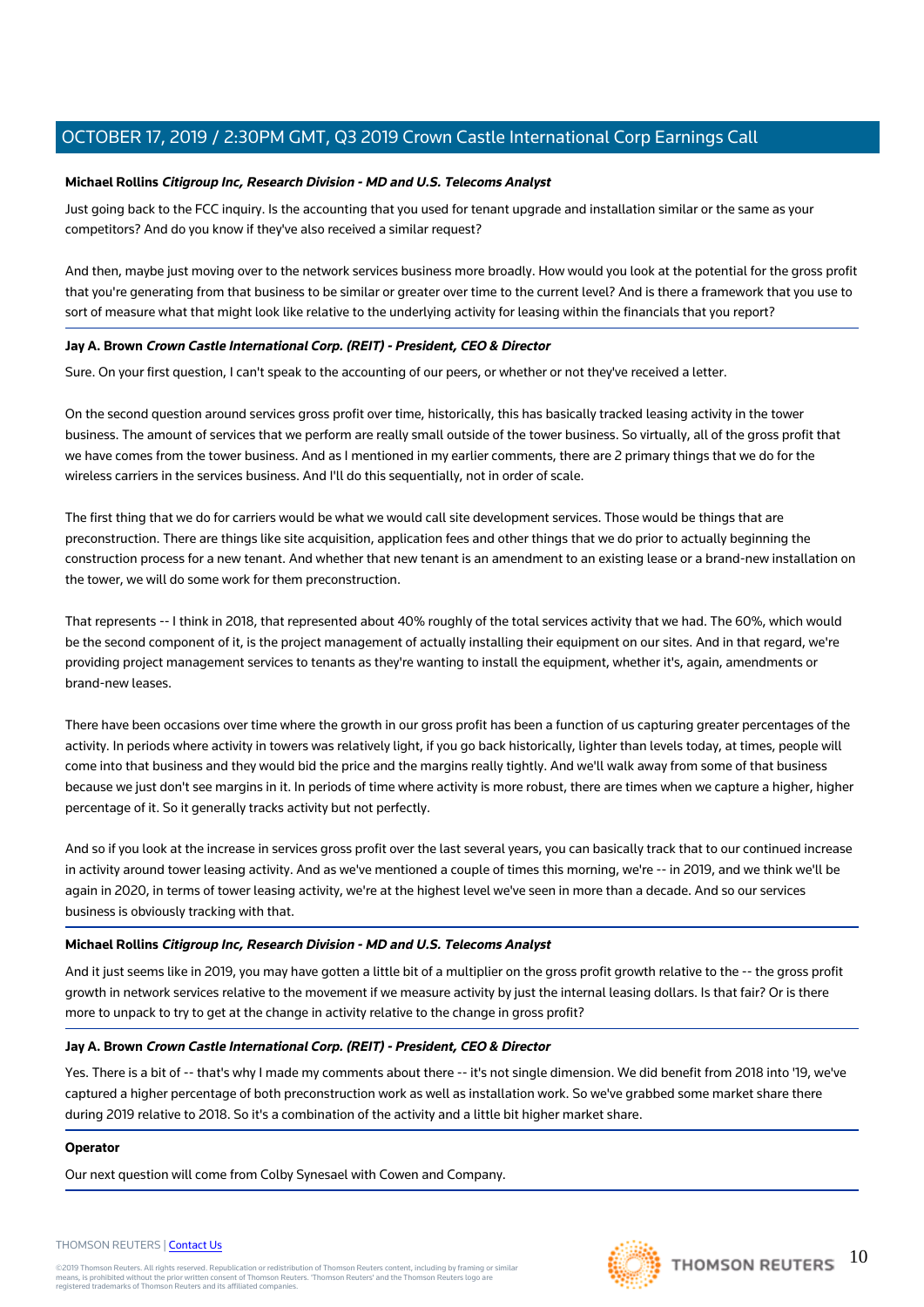**Michael Rollins** ***Citigroup Inc, Research Division - MD and U.S. Telecoms Analyst***

Just going back to the FCC inquiry. Is the accounting that you used for tenant upgrade and installation similar or the same as your competitors? And do you know if they've also received a similar request?

And then, maybe just moving over to the network services business more broadly. How would you look at the potential for the gross profit that you're generating from that business to be similar or greater over time to the current level? And is there a framework that you use to sort of measure what that might look like relative to the underlying activity for leasing within the financials that you report?

**Jay A. Brown** ***Crown Castle International Corp. (REIT) - President, CEO & Director***

Sure. On your first question, I can't speak to the accounting of our peers, or whether or not they've received a letter.

On the second question around services gross profit over time, historically, this has basically tracked leasing activity in the tower business. The amount of services that we perform are really small outside of the tower business. So virtually, all of the gross profit that we have comes from the tower business. And as I mentioned in my earlier comments, there are 2 primary things that we do for the wireless carriers in the services business. And I'll do this sequentially, not in order of scale.

The first thing that we do for carriers would be what we would call site development services. Those would be things that are preconstruction. There are things like site acquisition, application fees and other things that we do prior to actually beginning the construction process for a new tenant. And whether that new tenant is an amendment to an existing lease or a brand-new installation on the tower, we will do some work for them preconstruction.

That represents -- I think in 2018, that represented about 40% roughly of the total services activity that we had. The 60%, which would be the second component of it, is the project management of actually installing their equipment on our sites. And in that regard, we're providing project management services to tenants as they're wanting to install the equipment, whether it's, again, amendments or brand-new leases.

There have been occasions over time where the growth in our gross profit has been a function of us capturing greater percentages of the activity. In periods where activity in towers was relatively light, if you go back historically, lighter than levels today, at times, people will come into that business and they would bid the price and the margins really tightly. And we'll walk away from some of that business because we just don't see margins in it. In periods of time where activity is more robust, there are times when we capture a higher, higher percentage of it. So it generally tracks activity but not perfectly.

And so if you look at the increase in services gross profit over the last several years, you can basically track that to our continued increase in activity around tower leasing activity. And as we've mentioned a couple of times this morning, we're -- in 2019, and we think we'll be again in 2020, in terms of tower leasing activity, we're at the highest level we've seen in more than a decade. And so our services business is obviously tracking with that.

**Michael Rollins** ***Citigroup Inc, Research Division - MD and U.S. Telecoms Analyst***

And it just seems like in 2019, you may have gotten a little bit of a multiplier on the gross profit growth relative to the -- the gross profit growth in network services relative to the movement if we measure activity by just the internal leasing dollars. Is that fair? Or is there more to unpack to try to get at the change in activity relative to the change in gross profit?

**Jay A. Brown** ***Crown Castle International Corp. (REIT) - President, CEO & Director***

Yes. There is a bit of -- that's why I made my comments about there -- it's not single dimension. We did benefit from 2018 into '19, we've captured a higher percentage of both preconstruction work as well as installation work. So we've grabbed some market share there during 2019 relative to 2018. So it's a combination of the activity and a little bit higher market share.

**Operator**

Our next question will come from Colby Synesael with Cowen and Company.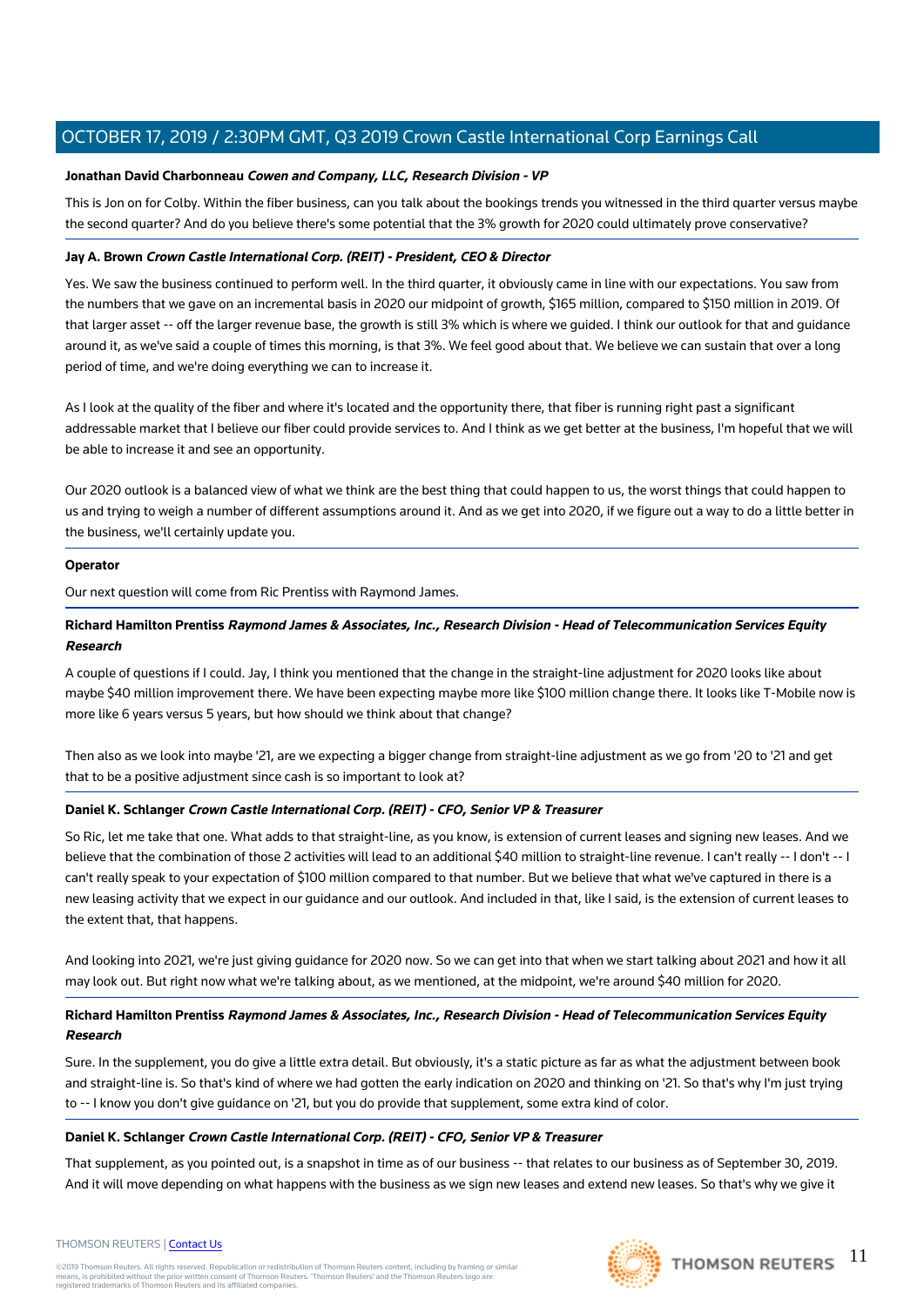**Jonathan David Charbonneau** ***Cowen and Company, LLC, Research Division - VP***

This is Jon on for Colby. Within the fiber business, can you talk about the bookings trends you witnessed in the third quarter versus maybe the second quarter? And do you believe there's some potential that the 3% growth for 2020 could ultimately prove conservative?

**Jay A. Brown** ***Crown Castle International Corp. (REIT) - President, CEO & Director***

Yes. We saw the business continued to perform well. In the third quarter, it obviously came in line with our expectations. You saw from the numbers that we gave on an incremental basis in 2020 our midpoint of growth, $165 million, compared to $150 million in 2019. Of that larger asset -- off the larger revenue base, the growth is still 3% which is where we guided. I think our outlook for that and guidance around it, as we've said a couple of times this morning, is that 3%. We feel good about that. We believe we can sustain that over a long period of time, and we're doing everything we can to increase it.

As I look at the quality of the fiber and where it's located and the opportunity there, that fiber is running right past a significant addressable market that I believe our fiber could provide services to. And I think as we get better at the business, I'm hopeful that we will be able to increase it and see an opportunity.

Our 2020 outlook is a balanced view of what we think are the best thing that could happen to us, the worst things that could happen to us and trying to weigh a number of different assumptions around it. And as we get into 2020, if we figure out a way to do a little better in the business, we'll certainly update you.

**Operator**

Our next question will come from Ric Prentiss with Raymond James.

**Richard Hamilton Prentiss** ***Raymond James & Associates, Inc., Research Division - Head of Telecommunication Services Equity Research***

A couple of questions if I could. Jay, I think you mentioned that the change in the straight-line adjustment for 2020 looks like about maybe $40 million improvement there. We have been expecting maybe more like $100 million change there. It looks like T-Mobile now is more like 6 years versus 5 years, but how should we think about that change?

Then also as we look into maybe '21, are we expecting a bigger change from straight-line adjustment as we go from '20 to '21 and get that to be a positive adjustment since cash is so important to look at?

**Daniel K. Schlanger** ***Crown Castle International Corp. (REIT) - CFO, Senior VP & Treasurer***

So Ric, let me take that one. What adds to that straight-line, as you know, is extension of current leases and signing new leases. And we believe that the combination of those 2 activities will lead to an additional $40 million to straight-line revenue. I can't really -- I don't -- I can't really speak to your expectation of $100 million compared to that number. But we believe that what we've captured in there is a new leasing activity that we expect in our guidance and our outlook. And included in that, like I said, is the extension of current leases to the extent that, that happens.

And looking into 2021, we're just giving guidance for 2020 now. So we can get into that when we start talking about 2021 and how it all may look out. But right now what we're talking about, as we mentioned, at the midpoint, we're around $40 million for 2020.

**Richard Hamilton Prentiss** ***Raymond James & Associates, Inc., Research Division - Head of Telecommunication Services Equity Research***

Sure. In the supplement, you do give a little extra detail. But obviously, it's a static picture as far as what the adjustment between book and straight-line is. So that's kind of where we had gotten the early indication on 2020 and thinking on '21. So that's why I'm just trying to -- I know you don't give guidance on '21, but you do provide that supplement, some extra kind of color.

**Daniel K. Schlanger** ***Crown Castle International Corp. (REIT) - CFO, Senior VP & Treasurer***

That supplement, as you pointed out, is a snapshot in time as of our business -- that relates to our business as of September 30, 2019. And it will move depending on what happens with the business as we sign new leases and extend new leases. So that's why we give it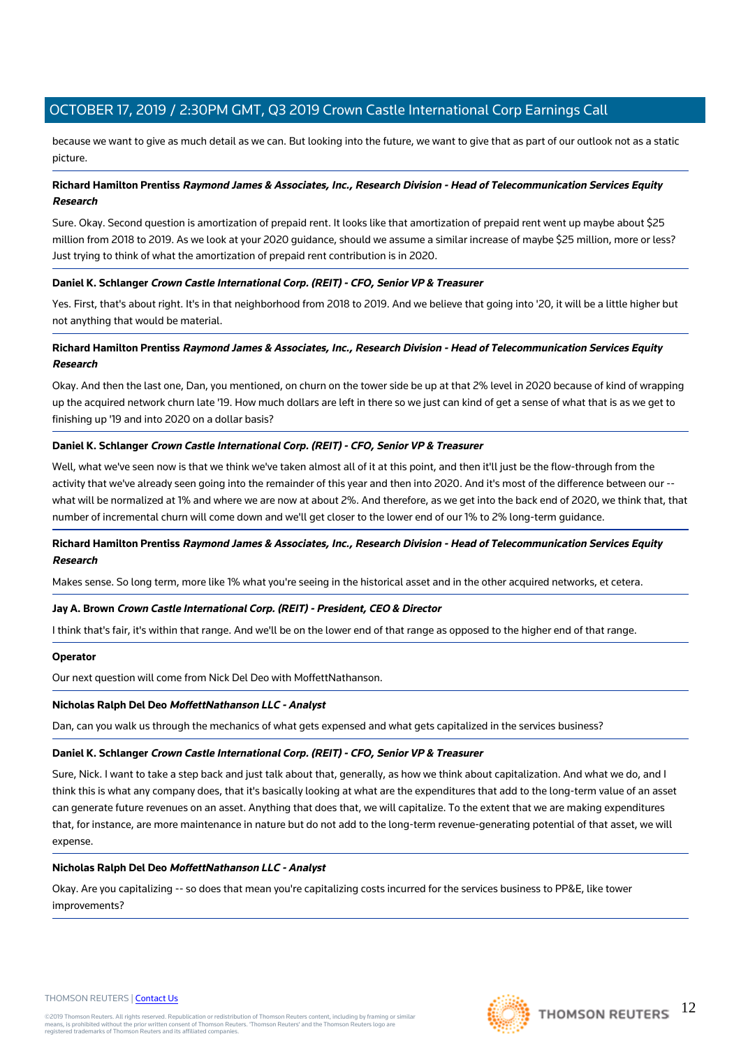because we want to give as much detail as we can. But looking into the future, we want to give that as part of our outlook not as a static picture.

**Richard Hamilton Prentiss** ***Raymond James & Associates, Inc., Research Division - Head of Telecommunication Services Equity Research***

Sure. Okay. Second question is amortization of prepaid rent. It looks like that amortization of prepaid rent went up maybe about $25 million from 2018 to 2019. As we look at your 2020 guidance, should we assume a similar increase of maybe $25 million, more or less? Just trying to think of what the amortization of prepaid rent contribution is in 2020.

**Daniel K. Schlanger** ***Crown Castle International Corp. (REIT) - CFO, Senior VP & Treasurer***

Yes. First, that's about right. It's in that neighborhood from 2018 to 2019. And we believe that going into '20, it will be a little higher but not anything that would be material.

**Richard Hamilton Prentiss** ***Raymond James & Associates, Inc., Research Division - Head of Telecommunication Services Equity Research***

Okay. And then the last one, Dan, you mentioned, on churn on the tower side be up at that 2% level in 2020 because of kind of wrapping up the acquired network churn late '19. How much dollars are left in there so we just can kind of get a sense of what that is as we get to finishing up '19 and into 2020 on a dollar basis?

**Daniel K. Schlanger** ***Crown Castle International Corp. (REIT) - CFO, Senior VP & Treasurer***

Well, what we've seen now is that we think we've taken almost all of it at this point, and then it'll just be the flow-through from the activity that we've already seen going into the remainder of this year and then into 2020. And it's most of the difference between our -- what will be normalized at 1% and where we are now at about 2%. And therefore, as we get into the back end of 2020, we think that, that number of incremental churn will come down and we'll get closer to the lower end of our 1% to 2% long-term guidance.

**Richard Hamilton Prentiss** ***Raymond James & Associates, Inc., Research Division - Head of Telecommunication Services Equity Research***

Makes sense. So long term, more like 1% what you're seeing in the historical asset and in the other acquired networks, et cetera.

**Jay A. Brown** ***Crown Castle International Corp. (REIT) - President, CEO & Director***

I think that's fair, it's within that range. And we'll be on the lower end of that range as opposed to the higher end of that range.

**Operator**

Our next question will come from Nick Del Deo with MoffettNathanson.

**Nicholas Ralph Del Deo** ***MoffettNathanson LLC - Analyst***

Dan, can you walk us through the mechanics of what gets expensed and what gets capitalized in the services business?

**Daniel K. Schlanger** ***Crown Castle International Corp. (REIT) - CFO, Senior VP & Treasurer***

Sure, Nick. I want to take a step back and just talk about that, generally, as how we think about capitalization. And what we do, and I think this is what any company does, that it's basically looking at what are the expenditures that add to the long-term value of an asset can generate future revenues on an asset. Anything that does that, we will capitalize. To the extent that we are making expenditures that, for instance, are more maintenance in nature but do not add to the long-term revenue-generating potential of that asset, we will expense.

**Nicholas Ralph Del Deo** ***MoffettNathanson LLC - Analyst***

Okay. Are you capitalizing -- so does that mean you're capitalizing costs incurred for the services business to PP&E, like tower improvements?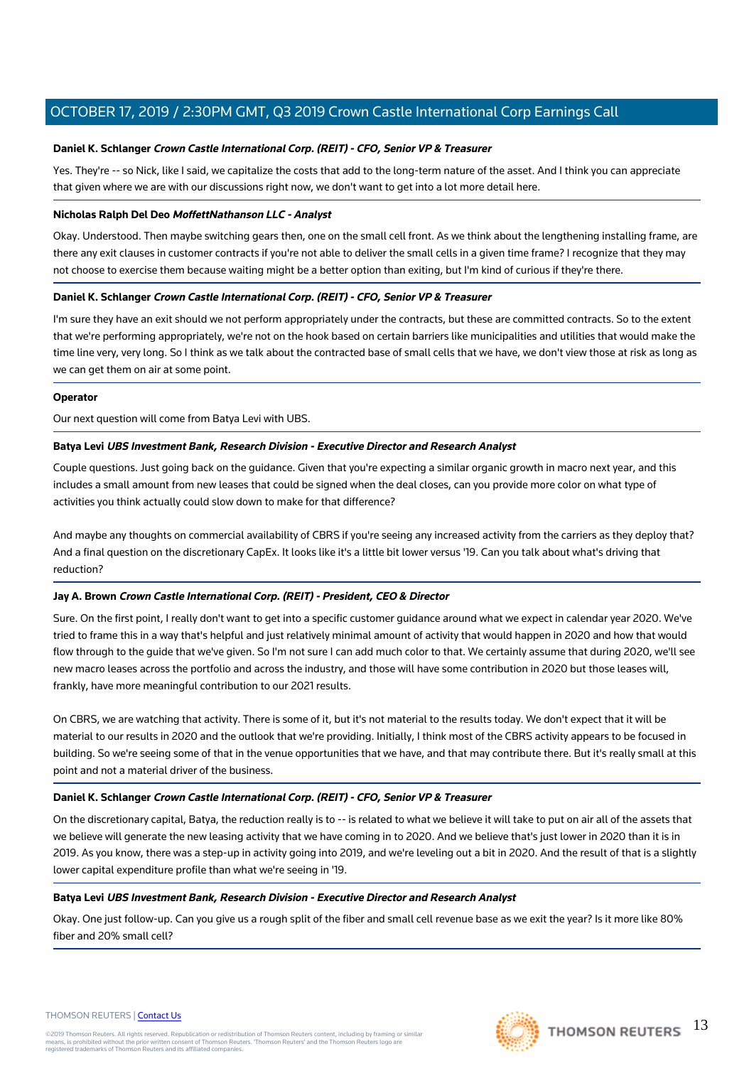**Daniel K. Schlanger** ***Crown Castle International Corp. (REIT) - CFO, Senior VP & Treasurer***

Yes. They're -- so Nick, like I said, we capitalize the costs that add to the long-term nature of the asset. And I think you can appreciate that given where we are with our discussions right now, we don't want to get into a lot more detail here.

**Nicholas Ralph Del Deo** ***MoffettNathanson LLC - Analyst***

Okay. Understood. Then maybe switching gears then, one on the small cell front. As we think about the lengthening installing frame, are there any exit clauses in customer contracts if you're not able to deliver the small cells in a given time frame? I recognize that they may not choose to exercise them because waiting might be a better option than exiting, but I'm kind of curious if they're there.

**Daniel K. Schlanger** ***Crown Castle International Corp. (REIT) - CFO, Senior VP & Treasurer***

I'm sure they have an exit should we not perform appropriately under the contracts, but these are committed contracts. So to the extent that we're performing appropriately, we're not on the hook based on certain barriers like municipalities and utilities that would make the time line very, very long. So I think as we talk about the contracted base of small cells that we have, we don't view those at risk as long as we can get them on air at some point.

**Operator**

Our next question will come from Batya Levi with UBS.

**Batya Levi** ***UBS Investment Bank, Research Division - Executive Director and Research Analyst***

Couple questions. Just going back on the guidance. Given that you're expecting a similar organic growth in macro next year, and this includes a small amount from new leases that could be signed when the deal closes, can you provide more color on what type of activities you think actually could slow down to make for that difference?

And maybe any thoughts on commercial availability of CBRS if you're seeing any increased activity from the carriers as they deploy that? And a final question on the discretionary CapEx. It looks like it's a little bit lower versus '19. Can you talk about what's driving that reduction?

**Jay A. Brown** ***Crown Castle International Corp. (REIT) - President, CEO & Director***

Sure. On the first point, I really don't want to get into a specific customer guidance around what we expect in calendar year 2020. We've tried to frame this in a way that's helpful and just relatively minimal amount of activity that would happen in 2020 and how that would flow through to the guide that we've given. So I'm not sure I can add much color to that. We certainly assume that during 2020, we'll see new macro leases across the portfolio and across the industry, and those will have some contribution in 2020 but those leases will, frankly, have more meaningful contribution to our 2021 results.

On CBRS, we are watching that activity. There is some of it, but it's not material to the results today. We don't expect that it will be material to our results in 2020 and the outlook that we're providing. Initially, I think most of the CBRS activity appears to be focused in building. So we're seeing some of that in the venue opportunities that we have, and that may contribute there. But it's really small at this point and not a material driver of the business.

**Daniel K. Schlanger** ***Crown Castle International Corp. (REIT) - CFO, Senior VP & Treasurer***

On the discretionary capital, Batya, the reduction really is to -- is related to what we believe it will take to put on air all of the assets that we believe will generate the new leasing activity that we have coming in to 2020. And we believe that's just lower in 2020 than it is in 2019. As you know, there was a step-up in activity going into 2019, and we're leveling out a bit in 2020. And the result of that is a slightly lower capital expenditure profile than what we're seeing in '19.

**Batya Levi** ***UBS Investment Bank, Research Division - Executive Director and Research Analyst***

Okay. One just follow-up. Can you give us a rough split of the fiber and small cell revenue base as we exit the year? Is it more like 80% fiber and 20% small cell?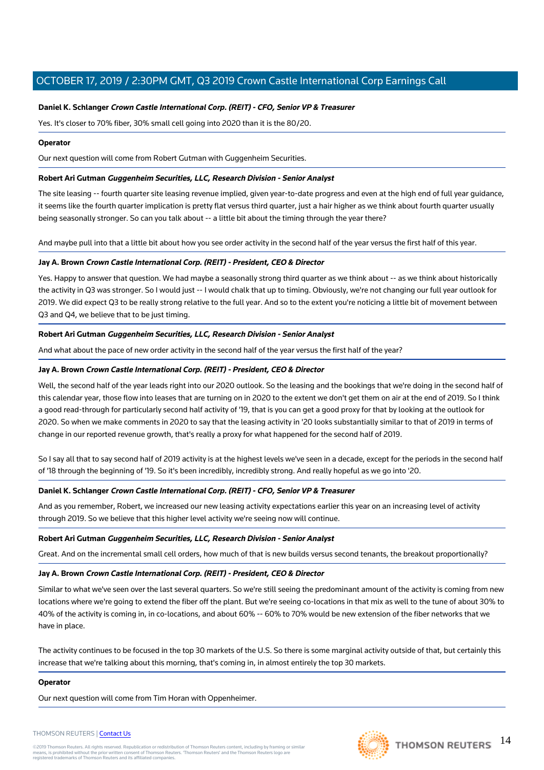**Daniel K. Schlanger** ***Crown Castle International Corp. (REIT) - CFO, Senior VP & Treasurer***

Yes. It's closer to 70% fiber, 30% small cell going into 2020 than it is the 80/20.

**Operator**

Our next question will come from Robert Gutman with Guggenheim Securities.

**Robert Ari Gutman** ***Guggenheim Securities, LLC, Research Division - Senior Analyst***

The site leasing -- fourth quarter site leasing revenue implied, given year-to-date progress and even at the high end of full year guidance, it seems like the fourth quarter implication is pretty flat versus third quarter, just a hair higher as we think about fourth quarter usually being seasonally stronger. So can you talk about -- a little bit about the timing through the year there?

And maybe pull into that a little bit about how you see order activity in the second half of the year versus the first half of this year.

**Jay A. Brown** ***Crown Castle International Corp. (REIT) - President, CEO & Director***

Yes. Happy to answer that question. We had maybe a seasonally strong third quarter as we think about -- as we think about historically the activity in Q3 was stronger. So I would just -- I would chalk that up to timing. Obviously, we're not changing our full year outlook for 2019. We did expect Q3 to be really strong relative to the full year. And so to the extent you're noticing a little bit of movement between Q3 and Q4, we believe that to be just timing.

**Robert Ari Gutman** ***Guggenheim Securities, LLC, Research Division - Senior Analyst***

And what about the pace of new order activity in the second half of the year versus the first half of the year?

**Jay A. Brown** ***Crown Castle International Corp. (REIT) - President, CEO & Director***

Well, the second half of the year leads right into our 2020 outlook. So the leasing and the bookings that we're doing in the second half of this calendar year, those flow into leases that are turning on in 2020 to the extent we don't get them on air at the end of 2019. So I think a good read-through for particularly second half activity of '19, that is you can get a good proxy for that by looking at the outlook for 2020. So when we make comments in 2020 to say that the leasing activity in '20 looks substantially similar to that of 2019 in terms of change in our reported revenue growth, that's really a proxy for what happened for the second half of 2019.

So I say all that to say second half of 2019 activity is at the highest levels we've seen in a decade, except for the periods in the second half of '18 through the beginning of '19. So it's been incredibly, incredibly strong. And really hopeful as we go into '20.

**Daniel K. Schlanger** ***Crown Castle International Corp. (REIT) - CFO, Senior VP & Treasurer***

And as you remember, Robert, we increased our new leasing activity expectations earlier this year on an increasing level of activity through 2019. So we believe that this higher level activity we're seeing now will continue.

**Robert Ari Gutman** ***Guggenheim Securities, LLC, Research Division - Senior Analyst***

Great. And on the incremental small cell orders, how much of that is new builds versus second tenants, the breakout proportionally?

**Jay A. Brown** ***Crown Castle International Corp. (REIT) - President, CEO & Director***

Similar to what we've seen over the last several quarters. So we're still seeing the predominant amount of the activity is coming from new locations where we're going to extend the fiber off the plant. But we're seeing co-locations in that mix as well to the tune of about 30% to 40% of the activity is coming in, in co-locations, and about 60% -- 60% to 70% would be new extension of the fiber networks that we have in place.

The activity continues to be focused in the top 30 markets of the U.S. So there is some marginal activity outside of that, but certainly this increase that we're talking about this morning, that's coming in, in almost entirely the top 30 markets.

**Operator**

Our next question will come from Tim Horan with Oppenheimer.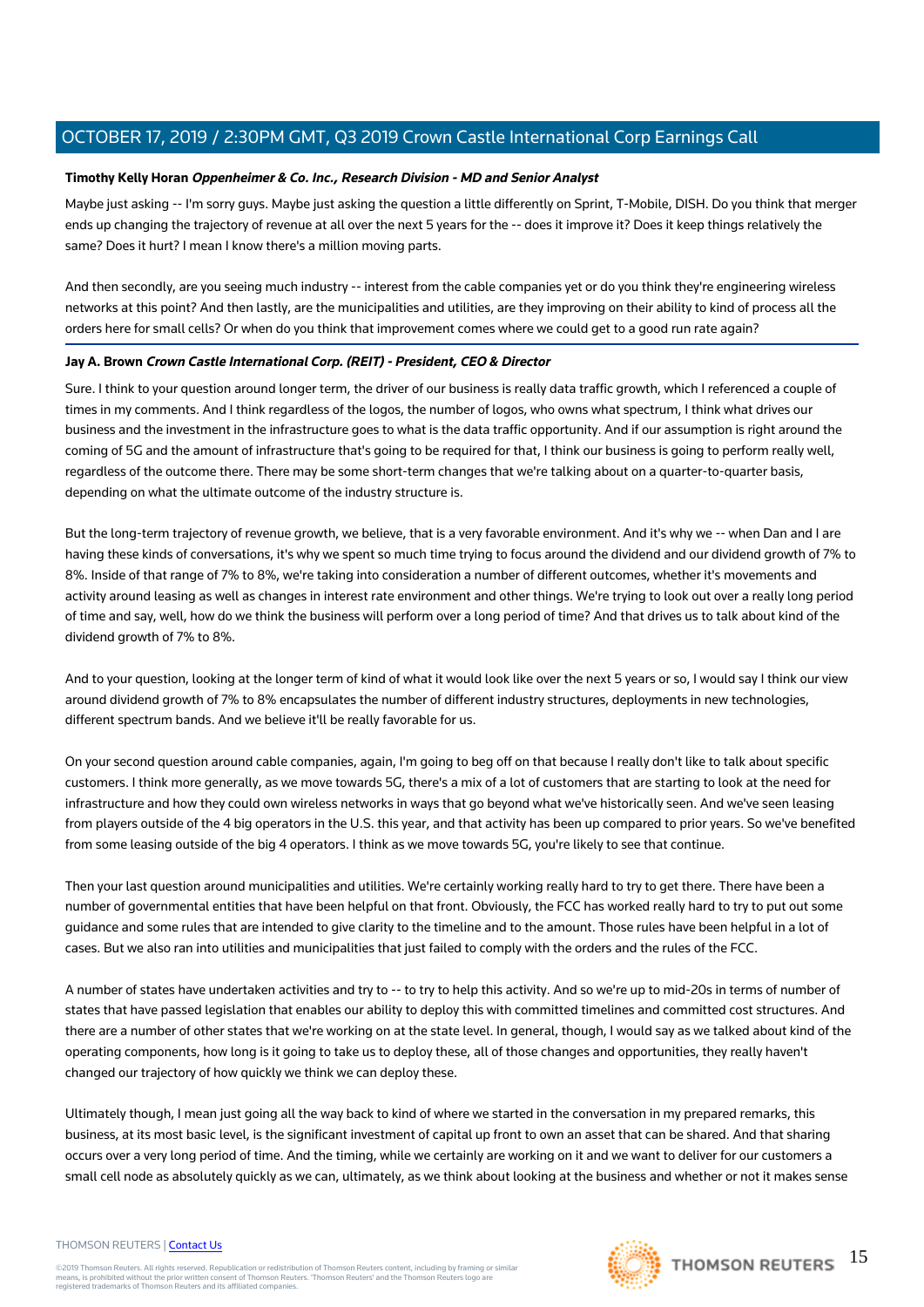**Timothy Kelly Horan** ***Oppenheimer & Co. Inc., Research Division - MD and Senior Analyst***

Maybe just asking -- I'm sorry guys. Maybe just asking the question a little differently on Sprint, T-Mobile, DISH. Do you think that merger ends up changing the trajectory of revenue at all over the next 5 years for the -- does it improve it? Does it keep things relatively the same? Does it hurt? I mean I know there's a million moving parts.

And then secondly, are you seeing much industry -- interest from the cable companies yet or do you think they're engineering wireless networks at this point? And then lastly, are the municipalities and utilities, are they improving on their ability to kind of process all the orders here for small cells? Or when do you think that improvement comes where we could get to a good run rate again?

**Jay A. Brown** ***Crown Castle International Corp. (REIT) - President, CEO & Director***

Sure. I think to your question around longer term, the driver of our business is really data traffic growth, which I referenced a couple of times in my comments. And I think regardless of the logos, the number of logos, who owns what spectrum, I think what drives our business and the investment in the infrastructure goes to what is the data traffic opportunity. And if our assumption is right around the coming of 5G and the amount of infrastructure that's going to be required for that, I think our business is going to perform really well, regardless of the outcome there. There may be some short-term changes that we're talking about on a quarter-to-quarter basis, depending on what the ultimate outcome of the industry structure is.

But the long-term trajectory of revenue growth, we believe, that is a very favorable environment. And it's why we -- when Dan and I are having these kinds of conversations, it's why we spent so much time trying to focus around the dividend and our dividend growth of 7% to 8%. Inside of that range of 7% to 8%, we're taking into consideration a number of different outcomes, whether it's movements and activity around leasing as well as changes in interest rate environment and other things. We're trying to look out over a really long period of time and say, well, how do we think the business will perform over a long period of time? And that drives us to talk about kind of the dividend growth of 7% to 8%.

And to your question, looking at the longer term of kind of what it would look like over the next 5 years or so, I would say I think our view around dividend growth of 7% to 8% encapsulates the number of different industry structures, deployments in new technologies, different spectrum bands. And we believe it'll be really favorable for us.

On your second question around cable companies, again, I'm going to beg off on that because I really don't like to talk about specific customers. I think more generally, as we move towards 5G, there's a mix of a lot of customers that are starting to look at the need for infrastructure and how they could own wireless networks in ways that go beyond what we've historically seen. And we've seen leasing from players outside of the 4 big operators in the U.S. this year, and that activity has been up compared to prior years. So we've benefited from some leasing outside of the big 4 operators. I think as we move towards 5G, you're likely to see that continue.

Then your last question around municipalities and utilities. We're certainly working really hard to try to get there. There have been a number of governmental entities that have been helpful on that front. Obviously, the FCC has worked really hard to try to put out some guidance and some rules that are intended to give clarity to the timeline and to the amount. Those rules have been helpful in a lot of cases. But we also ran into utilities and municipalities that just failed to comply with the orders and the rules of the FCC.

A number of states have undertaken activities and try to -- to try to help this activity. And so we're up to mid-20s in terms of number of states that have passed legislation that enables our ability to deploy this with committed timelines and committed cost structures. And there are a number of other states that we're working on at the state level. In general, though, I would say as we talked about kind of the operating components, how long is it going to take us to deploy these, all of those changes and opportunities, they really haven't changed our trajectory of how quickly we think we can deploy these.

Ultimately though, I mean just going all the way back to kind of where we started in the conversation in my prepared remarks, this business, at its most basic level, is the significant investment of capital up front to own an asset that can be shared. And that sharing occurs over a very long period of time. And the timing, while we certainly are working on it and we want to deliver for our customers a small cell node as absolutely quickly as we can, ultimately, as we think about looking at the business and whether or not it makes sense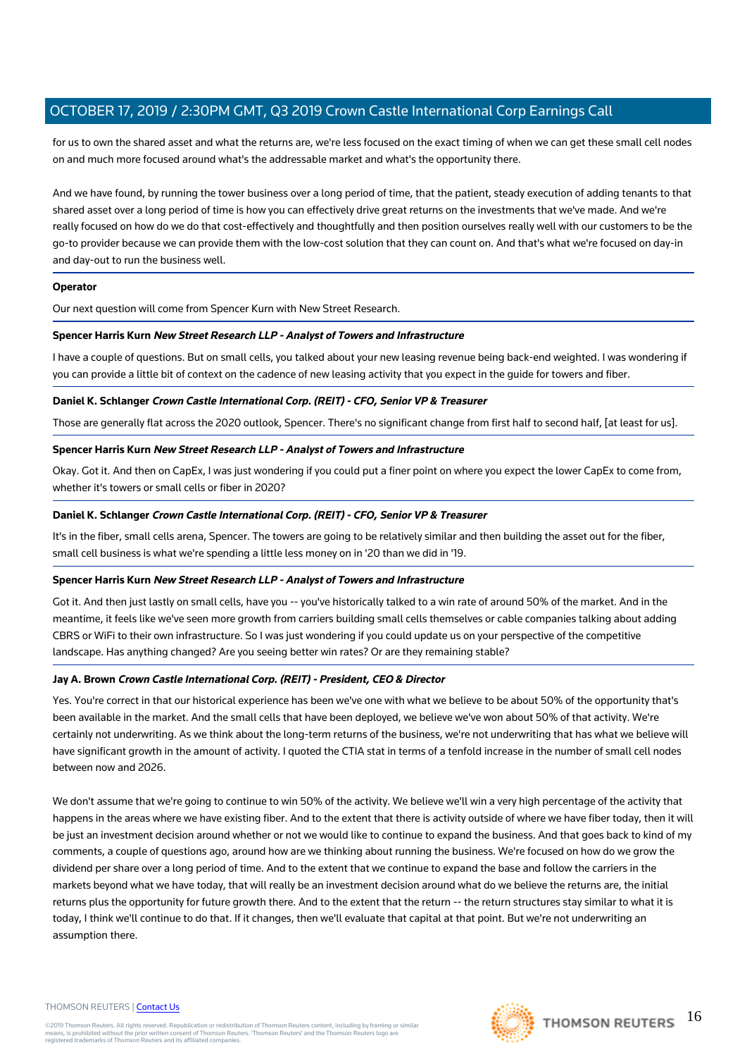for us to own the shared asset and what the returns are, we're less focused on the exact timing of when we can get these small cell nodes on and much more focused around what's the addressable market and what's the opportunity there.

And we have found, by running the tower business over a long period of time, that the patient, steady execution of adding tenants to that shared asset over a long period of time is how you can effectively drive great returns on the investments that we've made. And we're really focused on how do we do that cost-effectively and thoughtfully and then position ourselves really well with our customers to be the go-to provider because we can provide them with the low-cost solution that they can count on. And that's what we're focused on day-in and day-out to run the business well.

---

**Operator**

Our next question will come from Spencer Kurn with New Street Research.

---

**Spencer Harris Kurn** ***New Street Research LLP - Analyst of Towers and Infrastructure***

I have a couple of questions. But on small cells, you talked about your new leasing revenue being back-end weighted. I was wondering if you can provide a little bit of context on the cadence of new leasing activity that you expect in the guide for towers and fiber.

---

**Daniel K. Schlanger** ***Crown Castle International Corp. (REIT) - CFO, Senior VP & Treasurer***

Those are generally flat across the 2020 outlook, Spencer. There's no significant change from first half to second half, [at least for us].

---

**Spencer Harris Kurn** ***New Street Research LLP - Analyst of Towers and Infrastructure***

Okay. Got it. And then on CapEx, I was just wondering if you could put a finer point on where you expect the lower CapEx to come from, whether it's towers or small cells or fiber in 2020?

---

**Daniel K. Schlanger** ***Crown Castle International Corp. (REIT) - CFO, Senior VP & Treasurer***

It's in the fiber, small cells arena, Spencer. The towers are going to be relatively similar and then building the asset out for the fiber, small cell business is what we're spending a little less money on in '20 than we did in '19.

---

**Spencer Harris Kurn** ***New Street Research LLP - Analyst of Towers and Infrastructure***

Got it. And then just lastly on small cells, have you -- you've historically talked to a win rate of around 50% of the market. And in the meantime, it feels like we've seen more growth from carriers building small cells themselves or cable companies talking about adding CBRS or WiFi to their own infrastructure. So I was just wondering if you could update us on your perspective of the competitive landscape. Has anything changed? Are you seeing better win rates? Or are they remaining stable?

---

**Jay A. Brown** ***Crown Castle International Corp. (REIT) - President, CEO & Director***

Yes. You're correct in that our historical experience has been we've one with what we believe to be about 50% of the opportunity that's been available in the market. And the small cells that have been deployed, we believe we've won about 50% of that activity. We're certainly not underwriting. As we think about the long-term returns of the business, we're not underwriting that has what we believe will have significant growth in the amount of activity. I quoted the CTIA stat in terms of a tenfold increase in the number of small cell nodes between now and 2026.

We don't assume that we're going to continue to win 50% of the activity. We believe we'll win a very high percentage of the activity that happens in the areas where we have existing fiber. And to the extent that there is activity outside of where we have fiber today, then it will be just an investment decision around whether or not we would like to continue to expand the business. And that goes back to kind of my comments, a couple of questions ago, around how are we thinking about running the business. We're focused on how do we grow the dividend per share over a long period of time. And to the extent that we continue to expand the base and follow the carriers in the markets beyond what we have today, that will really be an investment decision around what do we believe the returns are, the initial returns plus the opportunity for future growth there. And to the extent that the return -- the return structures stay similar to what it is today, I think we'll continue to do that. If it changes, then we'll evaluate that capital at that point. But we're not underwriting an assumption there.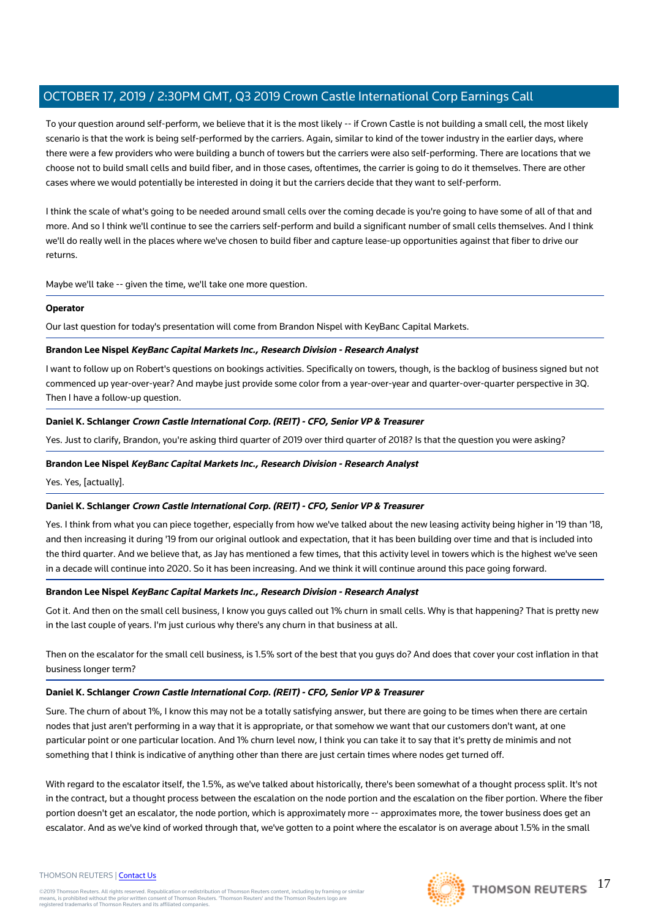To your question around self-perform, we believe that it is the most likely -- if Crown Castle is not building a small cell, the most likely scenario is that the work is being self-performed by the carriers. Again, similar to kind of the tower industry in the earlier days, where there were a few providers who were building a bunch of towers but the carriers were also self-performing. There are locations that we choose not to build small cells and build fiber, and in those cases, oftentimes, the carrier is going to do it themselves. There are other cases where we would potentially be interested in doing it but the carriers decide that they want to self-perform.

I think the scale of what's going to be needed around small cells over the coming decade is you're going to have some of all of that and more. And so I think we'll continue to see the carriers self-perform and build a significant number of small cells themselves. And I think we'll do really well in the places where we've chosen to build fiber and capture lease-up opportunities against that fiber to drive our returns.

Maybe we'll take -- given the time, we'll take one more question.

**Operator**

Our last question for today's presentation will come from Brandon Nispel with KeyBanc Capital Markets.

**Brandon Lee Nispel** ***KeyBanc Capital Markets Inc., Research Division - Research Analyst***

I want to follow up on Robert's questions on bookings activities. Specifically on towers, though, is the backlog of business signed but not commenced up year-over-year? And maybe just provide some color from a year-over-year and quarter-over-quarter perspective in 3Q. Then I have a follow-up question.

**Daniel K. Schlanger** ***Crown Castle International Corp. (REIT) - CFO, Senior VP & Treasurer***

Yes. Just to clarify, Brandon, you're asking third quarter of 2019 over third quarter of 2018? Is that the question you were asking?

**Brandon Lee Nispel** ***KeyBanc Capital Markets Inc., Research Division - Research Analyst***

Yes. Yes, [actually].

**Daniel K. Schlanger** ***Crown Castle International Corp. (REIT) - CFO, Senior VP & Treasurer***

Yes. I think from what you can piece together, especially from how we've talked about the new leasing activity being higher in '19 than '18, and then increasing it during '19 from our original outlook and expectation, that it has been building over time and that is included into the third quarter. And we believe that, as Jay has mentioned a few times, that this activity level in towers which is the highest we've seen in a decade will continue into 2020. So it has been increasing. And we think it will continue around this pace going forward.

**Brandon Lee Nispel** ***KeyBanc Capital Markets Inc., Research Division - Research Analyst***

Got it. And then on the small cell business, I know you guys called out 1% churn in small cells. Why is that happening? That is pretty new in the last couple of years. I'm just curious why there's any churn in that business at all.

Then on the escalator for the small cell business, is 1.5% sort of the best that you guys do? And does that cover your cost inflation in that business longer term?

**Daniel K. Schlanger** ***Crown Castle International Corp. (REIT) - CFO, Senior VP & Treasurer***

Sure. The churn of about 1%, I know this may not be a totally satisfying answer, but there are going to be times when there are certain nodes that just aren't performing in a way that it is appropriate, or that somehow we want that our customers don't want, at one particular point or one particular location. And 1% churn level now, I think you can take it to say that it's pretty de minimis and not something that I think is indicative of anything other than there are just certain times where nodes get turned off.

With regard to the escalator itself, the 1.5%, as we've talked about historically, there's been somewhat of a thought process split. It's not in the contract, but a thought process between the escalation on the node portion and the escalation on the fiber portion. Where the fiber portion doesn't get an escalator, the node portion, which is approximately more -- approximates more, the tower business does get an escalator. And as we've kind of worked through that, we've gotten to a point where the escalator is on average about 1.5% in the small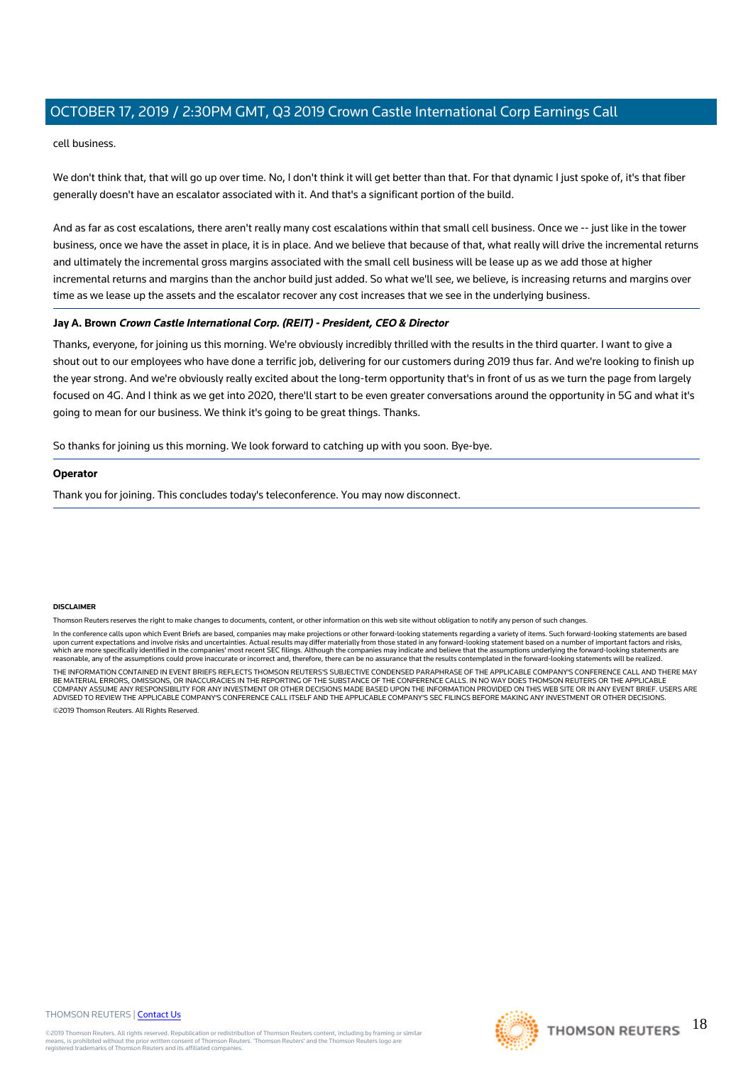cell business.

We don't think that, that will go up over time. No, I don't think it will get better than that. For that dynamic I just spoke of, it's that fiber generally doesn't have an escalator associated with it. And that's a significant portion of the build.

And as far as cost escalations, there aren't really many cost escalations within that small cell business. Once we -- just like in the tower business, once we have the asset in place, it is in place. And we believe that because of that, what really will drive the incremental returns and ultimately the incremental gross margins associated with the small cell business will be lease up as we add those at higher incremental returns and margins than the anchor build just added. So what we'll see, we believe, is increasing returns and margins over time as we lease up the assets and the escalator recover any cost increases that we see in the underlying business.

**Jay A. Brown** ***Crown Castle International Corp. (REIT) - President, CEO & Director***

Thanks, everyone, for joining us this morning. We're obviously incredibly thrilled with the results in the third quarter. I want to give a shout out to our employees who have done a terrific job, delivering for our customers during 2019 thus far. And we're looking to finish up the year strong. And we're obviously really excited about the long-term opportunity that's in front of us as we turn the page from largely focused on 4G. And I think as we get into 2020, there'll start to be even greater conversations around the opportunity in 5G and what it's going to mean for our business. We think it's going to be great things. Thanks.

So thanks for joining us this morning. We look forward to catching up with you soon. Bye-bye.

**Operator**

Thank you for joining. This concludes today's teleconference. You may now disconnect.

**DISCLAIMER**

Thomson Reuters reserves the right to make changes to documents, content, or other information on this web site without obligation to notify any person of such changes.

In the conference calls upon which Event Briefs are based, companies may make projections or other forward-looking statements regarding a variety of items. Such forward-looking statements are based upon current expectations and involve risks and uncertainties. Actual results may differ materially from those stated in any forward-looking statement based on a number of important factors and risks, which are more specifically identified in the companies' most recent SEC filings. Although the companies may indicate and believe that the assumptions underlying the forward-looking statements are reasonable, any of the assumptions could prove inaccurate or incorrect and, therefore, there can be no assurance that the results contemplated in the forward-looking statements will be realized.

THE INFORMATION CONTAINED IN EVENT BRIEFS REFLECTS THOMSON REUTERS'S SUBJECTIVE CONDENSED PARAPHRASE OF THE APPLICABLE COMPANY'S CONFERENCE CALL AND THERE MAY BE MATERIAL ERRORS, OMISSIONS, OR INACCURACIES IN THE REPORTING OF THE SUBSTANCE OF THE CONFERENCE CALLS. IN NO WAY DOES THOMSON REUTERS OR THE APPLICABLE COMPANY ASSUME ANY RESPONSIBILITY FOR ANY INVESTMENT OR OTHER DECISIONS MADE BASED UPON THE INFORMATION PROVIDED ON THIS WEB SITE OR IN ANY EVENT BRIEF. USERS ARE ADVISED TO REVIEW THE APPLICABLE COMPANY'S CONFERENCE CALL ITSELF AND THE APPLICABLE COMPANY'S SEC FILINGS BEFORE MAKING ANY INVESTMENT OR OTHER DECISIONS.

©2019 Thomson Reuters. All Rights Reserved.